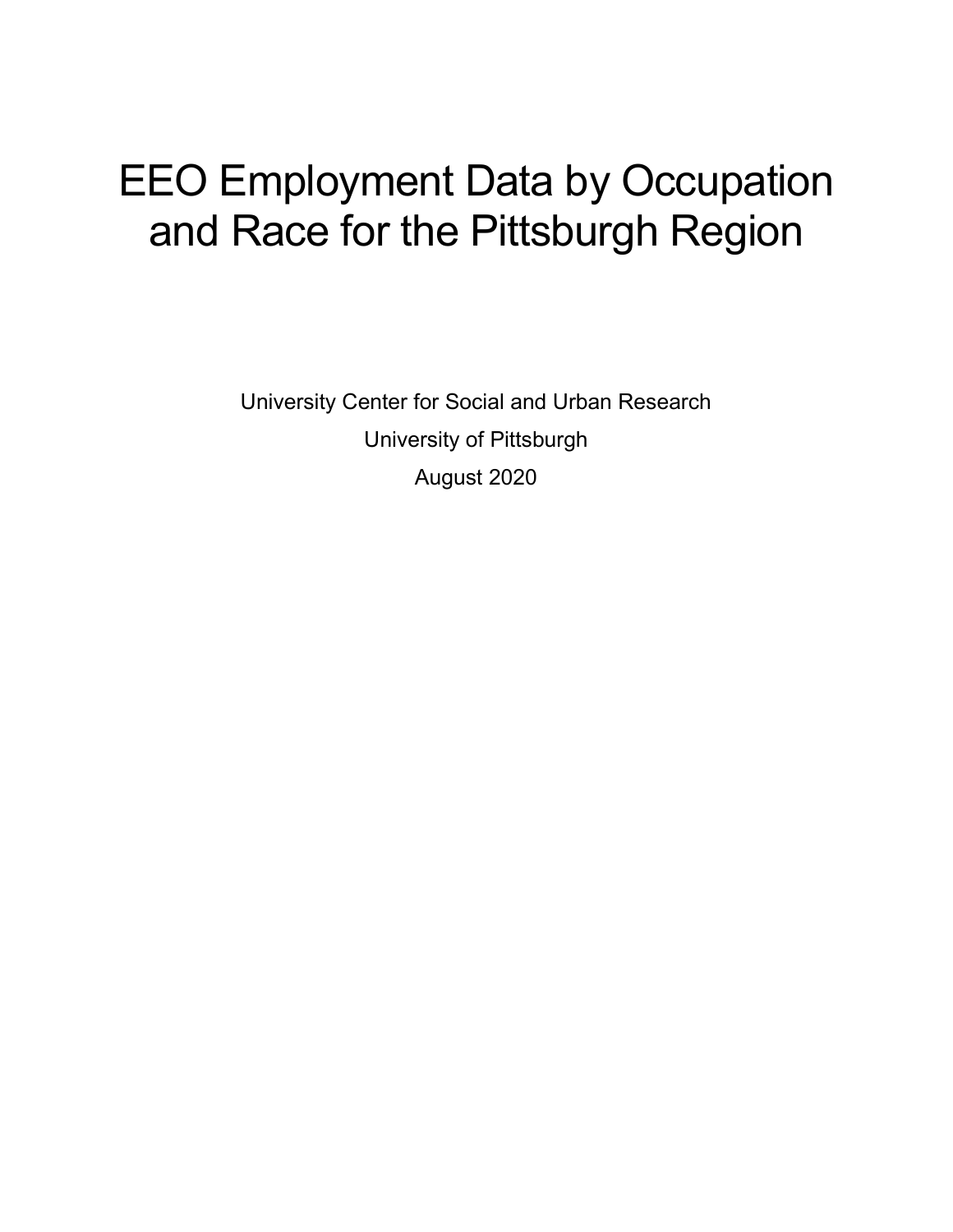# EEO Employment Data by Occupation and Race for the Pittsburgh Region

University Center for Social and Urban Research

University of Pittsburgh

August 2020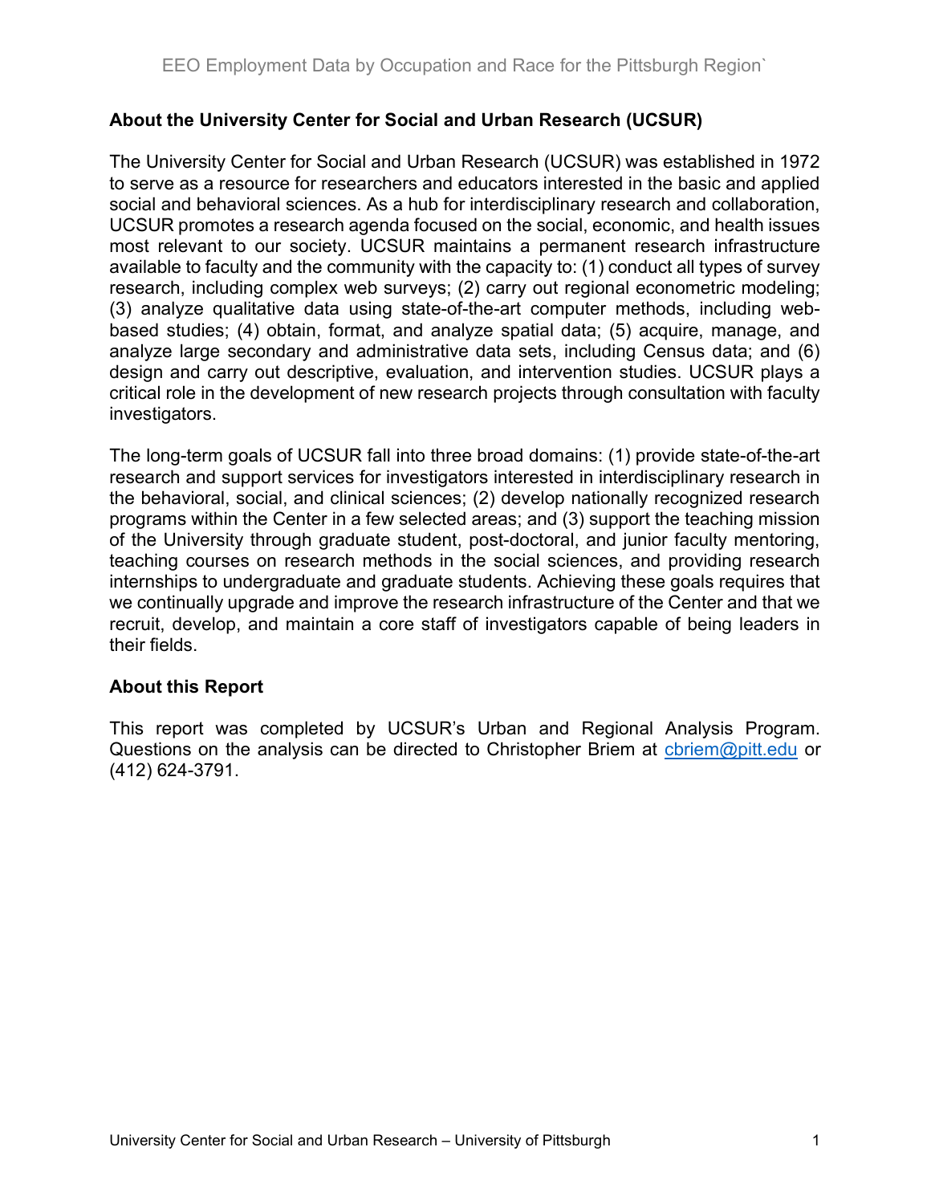## About the University Center for Social and Urban Research (UCSUR)

The University Center for Social and Urban Research (UCSUR) was established in 1972 to serve as a resource for researchers and educators interested in the basic and applied social and behavioral sciences. As a hub for interdisciplinary research and collaboration, UCSUR promotes a research agenda focused on the social, economic, and health issues most relevant to our society. UCSUR maintains a permanent research infrastructure available to faculty and the community with the capacity to: (1) conduct all types of survey research, including complex web surveys; (2) carry out regional econometric modeling; (3) analyze qualitative data using state-of-the-art computer methods, including web-based studies; (4) obtain, format, and analyze spatial data; (5) acquire, manage, and analyze large secondary and administrative data sets, including Census data; and (6) design and carry out descriptive, evaluation, and intervention studies. UCSUR plays a critical role in the development of new research projects through consultation with faculty investigators.

The long-term goals of UCSUR fall into three broad domains: (1) provide state-of-the-art research and support services for investigators interested in interdisciplinary research in the behavioral, social, and clinical sciences; (2) develop nationally recognized research programs within the Center in a few selected areas; and (3) support the teaching mission of the University through graduate student, post-doctoral, and junior faculty mentoring, teaching courses on research methods in the social sciences, and providing research internships to undergraduate and graduate students. Achieving these goals requires that we continually upgrade and improve the research infrastructure of the Center and that we recruit, develop, and maintain a core staff of investigators capable of being leaders in their fields.

## About this Report

This report was completed by UCSUR's Urban and Regional Analysis Program. Questions on the analysis can be directed to Christopher Briem at cbriem@pitt.edu or (412) 624-3791.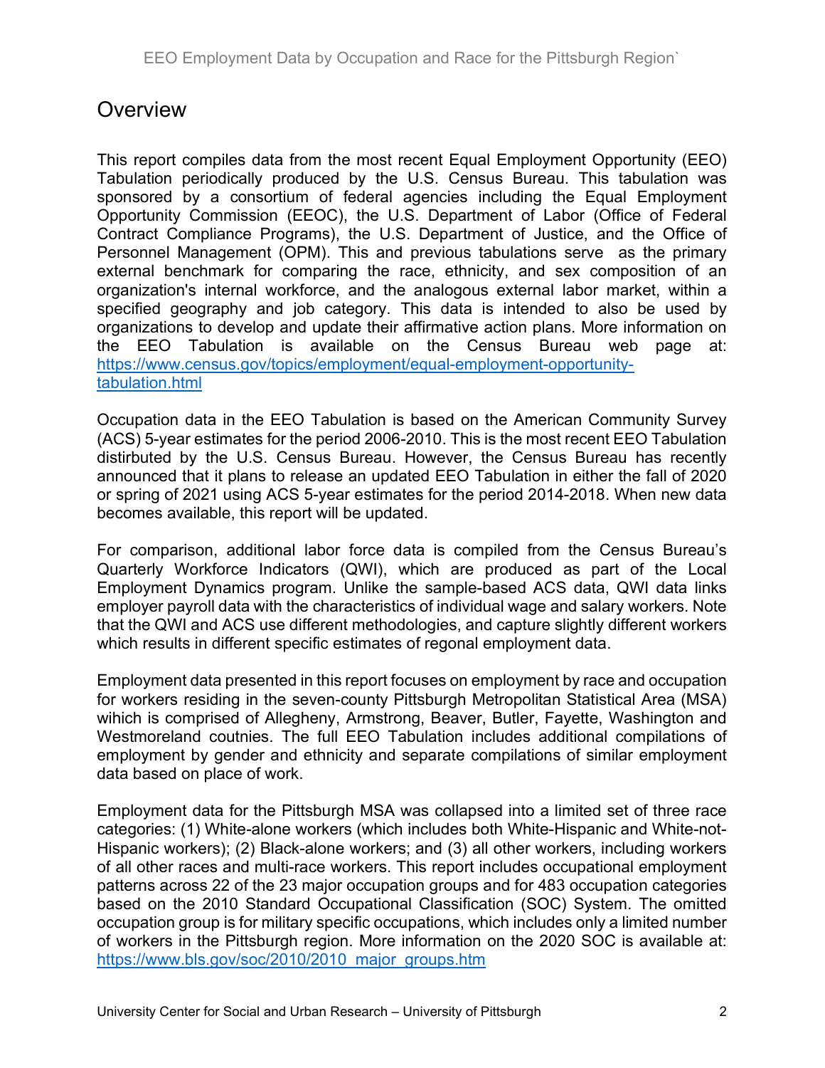## Overview

This report compiles data from the most recent Equal Employment Opportunity (EEO) Tabulation periodically produced by the U.S. Census Bureau. This tabulation was sponsored by a consortium of federal agencies including the Equal Employment Opportunity Commission (EEOC), the U.S. Department of Labor (Office of Federal Contract Compliance Programs), the U.S. Department of Justice, and the Office of Personnel Management (OPM). This and previous tabulations serve as the primary external benchmark for comparing the race, ethnicity, and sex composition of an organization's internal workforce, and the analogous external labor market, within a specified geography and job category. This data is intended to also be used by organizations to develop and update their affirmative action plans. More information on the EEO Tabulation is available on the Census Bureau web page at: https://www.census.gov/topics/employment/equal-employment-opportunity-tabulation.html

Occupation data in the EEO Tabulation is based on the American Community Survey (ACS) 5-year estimates for the period 2006-2010. This is the most recent EEO Tabulation distirbuted by the U.S. Census Bureau. However, the Census Bureau has recently announced that it plans to release an updated EEO Tabulation in either the fall of 2020 or spring of 2021 using ACS 5-year estimates for the period 2014-2018. When new data becomes available, this report will be updated.

For comparison, additional labor force data is compiled from the Census Bureau's Quarterly Workforce Indicators (QWI), which are produced as part of the Local Employment Dynamics program. Unlike the sample-based ACS data, QWI data links employer payroll data with the characteristics of individual wage and salary workers. Note that the QWI and ACS use different methodologies, and capture slightly different workers which results in different specific estimates of regonal employment data.

Employment data presented in this report focuses on employment by race and occupation for workers residing in the seven-county Pittsburgh Metropolitan Statistical Area (MSA) wihich is comprised of Allegheny, Armstrong, Beaver, Butler, Fayette, Washington and Westmoreland coutnies. The full EEO Tabulation includes additional compilations of employment by gender and ethnicity and separate compilations of similar employment data based on place of work.

Employment data for the Pittsburgh MSA was collapsed into a limited set of three race categories: (1) White-alone workers (which includes both White-Hispanic and White-not-Hispanic workers); (2) Black-alone workers; and (3) all other workers, including workers of all other races and multi-race workers. This report includes occupational employment patterns across 22 of the 23 major occupation groups and for 483 occupation categories based on the 2010 Standard Occupational Classification (SOC) System. The omitted occupation group is for military specific occupations, which includes only a limited number of workers in the Pittsburgh region. More information on the 2020 SOC is available at: https://www.bls.gov/soc/2010/2010_major_groups.htm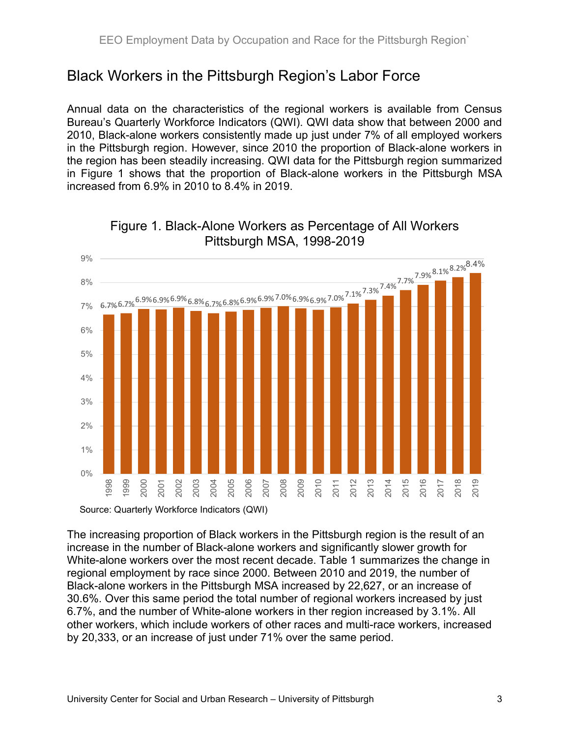## Black Workers in the Pittsburgh Region's Labor Force

Annual data on the characteristics of the regional workers is available from Census Bureau's Quarterly Workforce Indicators (QWI). QWI data show that between 2000 and 2010, Black-alone workers consistently made up just under 7% of all employed workers in the Pittsburgh region. However, since 2010 the proportion of Black-alone workers in the region has been steadily increasing. QWI data for the Pittsburgh region summarized in Figure 1 shows that the proportion of Black-alone workers in the Pittsburgh MSA increased from 6.9% in 2010 to 8.4% in 2019.

Figure 1. Black-Alone Workers as Percentage of All Workers
Pittsburgh MSA, 1998-2019

| Year | Percentage |
|---|---|
| 1998 | 6.7% |
| 1999 | 6.7% |
| 2000 | 6.9% |
| 2001 | 6.9% |
| 2002 | 6.9% |
| 2003 | 6.8% |
| 2004 | 6.7% |
| 2005 | 6.8% |
| 2006 | 6.9% |
| 2007 | 6.9% |
| 2008 | 7.0% |
| 2009 | 6.9% |
| 2010 | 6.9% |
| 2011 | 7.0% |
| 2012 | 7.1% |
| 2013 | 7.3% |
| 2014 | 7.4% |
| 2015 | 7.7% |
| 2016 | 7.9% |
| 2017 | 8.1% |
| 2018 | 8.2% |
| 2019 | 8.4% |

Source: Quarterly Workforce Indicators (QWI)

The increasing proportion of Black workers in the Pittsburgh region is the result of an increase in the number of Black-alone workers and significantly slower growth for White-alone workers over the most recent decade. Table 1 summarizes the change in regional employment by race since 2000. Between 2010 and 2019, the number of Black-alone workers in the Pittsburgh MSA increased by 22,627, or an increase of 30.6%. Over this same period the total number of regional workers increased by just 6.7%, and the number of White-alone workers in ther region increased by 3.1%. All other workers, which include workers of other races and multi-race workers, increased by 20,333, or an increase of just under 71% over the same period.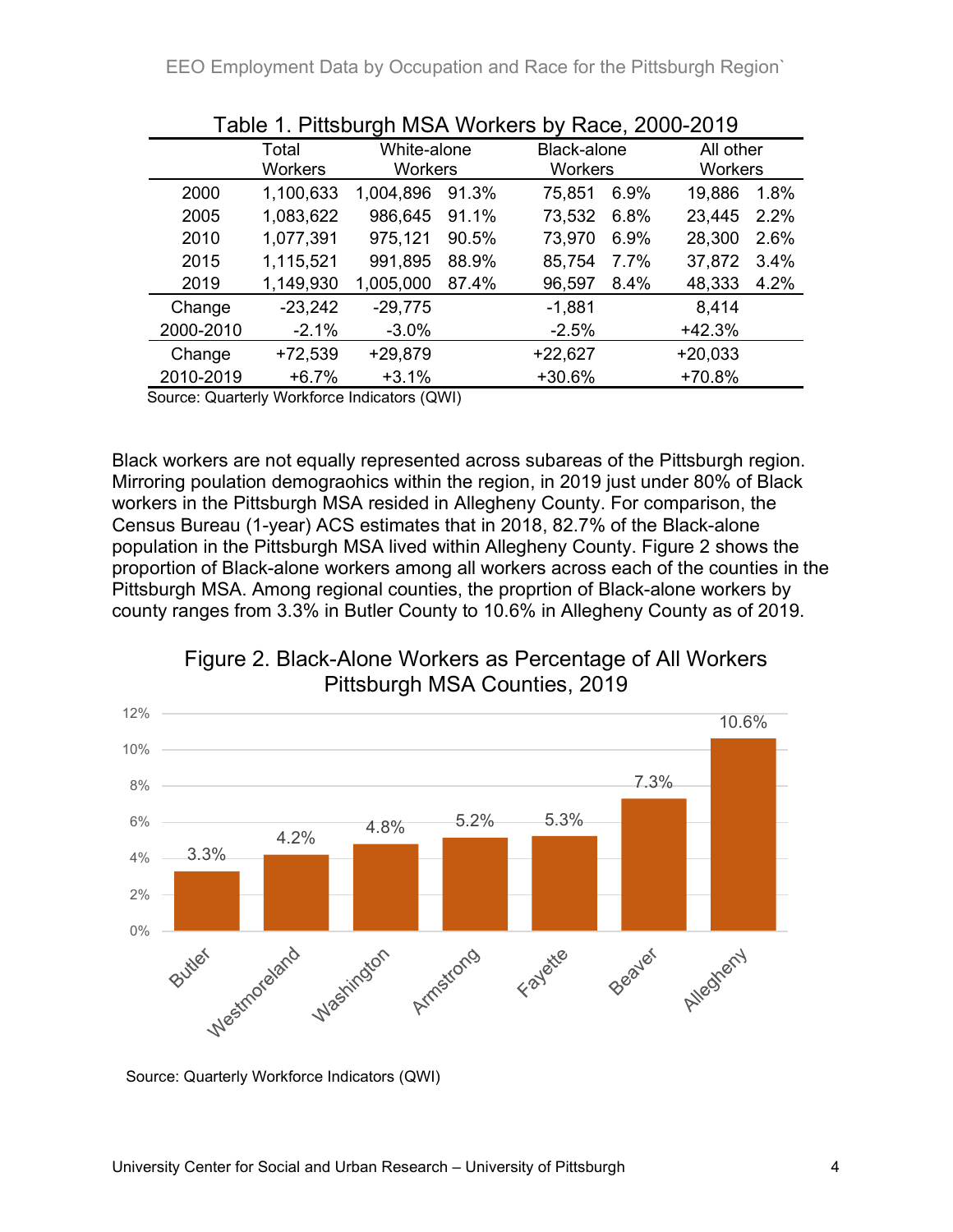Table 1. Pittsburgh MSA Workers by Race, 2000-2019

| | Total Workers | White-alone Workers | | Black-alone Workers | | All other Workers | |
|---|---|---|---|---|---|---|---|
| 2000 | 1,100,633 | 1,004,896 | 91.3% | 75,851 | 6.9% | 19,886 | 1.8% |
| 2005 | 1,083,622 | 986,645 | 91.1% | 73,532 | 6.8% | 23,445 | 2.2% |
| 2010 | 1,077,391 | 975,121 | 90.5% | 73,970 | 6.9% | 28,300 | 2.6% |
| 2015 | 1,115,521 | 991,895 | 88.9% | 85,754 | 7.7% | 37,872 | 3.4% |
| 2019 | 1,149,930 | 1,005,000 | 87.4% | 96,597 | 8.4% | 48,333 | 4.2% |
| Change 2000-2010 | -23,242 | -29,775 | | -1,881 | | 8,414 | |
| | -2.1% | -3.0% | | -2.5% | | +42.3% | |
| Change 2010-2019 | +72,539 | +29,879 | | +22,627 | | +20,033 | |
| | +6.7% | +3.1% | | +30.6% | | +70.8% | |

Source: Quarterly Workforce Indicators (QWI)

Black workers are not equally represented across subareas of the Pittsburgh region. Mirroring poulation demograohics within the region, in 2019 just under 80% of Black workers in the Pittsburgh MSA resided in Allegheny County. For comparison, the Census Bureau (1-year) ACS estimates that in 2018, 82.7% of the Black-alone population in the Pittsburgh MSA lived within Allegheny County. Figure 2 shows the proportion of Black-alone workers among all workers across each of the counties in the Pittsburgh MSA. Among regional counties, the proprtion of Black-alone workers by county ranges from 3.3% in Butler County to 10.6% in Allegheny County as of 2019.

Figure 2. Black-Alone Workers as Percentage of All Workers Pittsburgh MSA Counties, 2019

| County | Percentage |
|---|---|
| Butler | 3.3% |
| Westmoreland | 4.2% |
| Washington | 4.8% |
| Armstrong | 5.2% |
| Fayette | 5.3% |
| Beaver | 7.3% |
| Allegheny | 10.6% |

Source: Quarterly Workforce Indicators (QWI)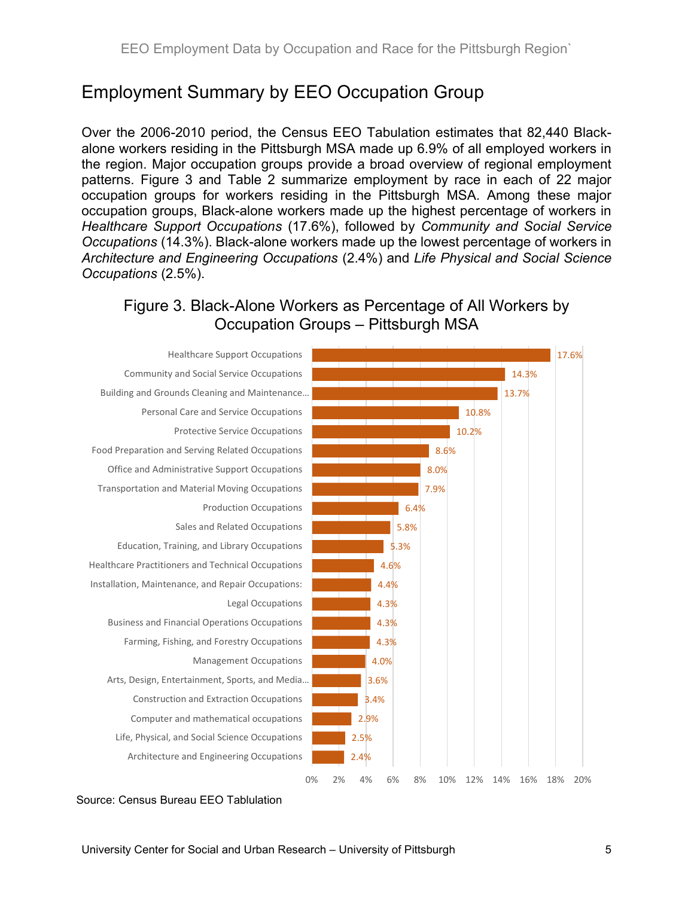## Employment Summary by EEO Occupation Group

Over the 2006-2010 period, the Census EEO Tabulation estimates that 82,440 Black-alone workers residing in the Pittsburgh MSA made up 6.9% of all employed workers in the region. Major occupation groups provide a broad overview of regional employment patterns. Figure 3 and Table 2 summarize employment by race in each of 22 major occupation groups for workers residing in the Pittsburgh MSA. Among these major occupation groups, Black-alone workers made up the highest percentage of workers in *Healthcare Support Occupations* (17.6%), followed by *Community and Social Service Occupations* (14.3%). Black-alone workers made up the lowest percentage of workers in *Architecture and Engineering Occupations* (2.4%) and *Life Physical and Social Science Occupations* (2.5%).

### Figure 3. Black-Alone Workers as Percentage of All Workers by Occupation Groups – Pittsburgh MSA

| Occupation Group | Black-Alone Workers (%) |
|---|---|
| Healthcare Support Occupations | 17.6% |
| Community and Social Service Occupations | 14.3% |
| Building and Grounds Cleaning and Maintenance… | 13.7% |
| Personal Care and Service Occupations | 10.8% |
| Protective Service Occupations | 10.2% |
| Food Preparation and Serving Related Occupations | 8.6% |
| Office and Administrative Support Occupations | 8.0% |
| Transportation and Material Moving Occupations | 7.9% |
| Production Occupations | 6.4% |
| Sales and Related Occupations | 5.8% |
| Education, Training, and Library Occupations | 5.3% |
| Healthcare Practitioners and Technical Occupations | 4.6% |
| Installation, Maintenance, and Repair Occupations: | 4.4% |
| Legal Occupations | 4.3% |
| Business and Financial Operations Occupations | 4.3% |
| Farming, Fishing, and Forestry Occupations | 4.3% |
| Management Occupations | 4.0% |
| Arts, Design, Entertainment, Sports, and Media… | 3.6% |
| Construction and Extraction Occupations | 3.4% |
| Computer and mathematical occupations | 2.9% |
| Life, Physical, and Social Science Occupations | 2.5% |
| Architecture and Engineering Occupations | 2.4% |

Source: Census Bureau EEO Tablulation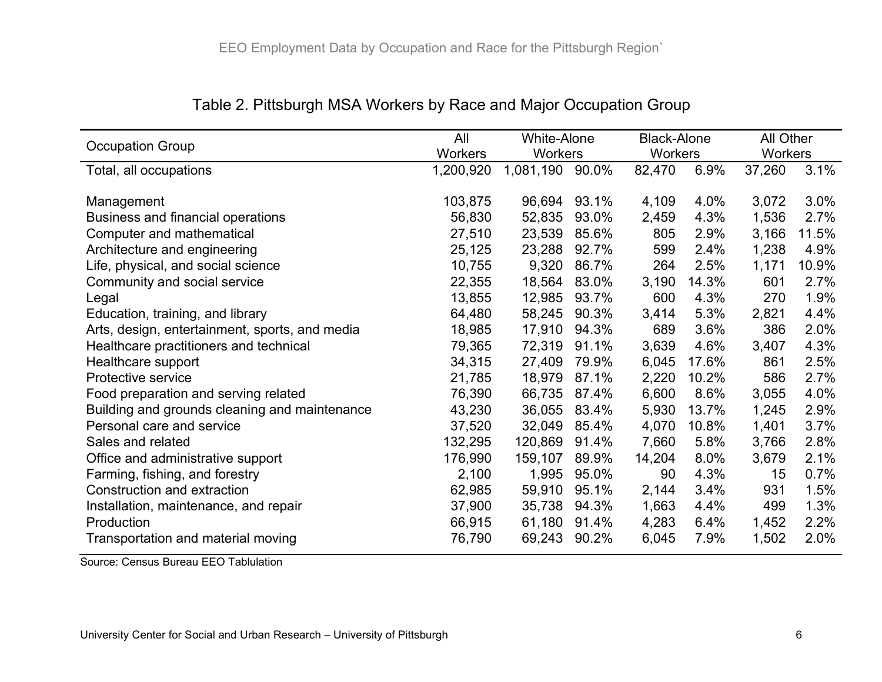## Table 2. Pittsburgh MSA Workers by Race and Major Occupation Group

| Occupation Group | All Workers | White-Alone Workers | | Black-Alone Workers | | All Other Workers | |
|---|---|---|---|---|---|---|---|
| Total, all occupations | 1,200,920 | 1,081,190 | 90.0% | 82,470 | 6.9% | 37,260 | 3.1% |
| Management | 103,875 | 96,694 | 93.1% | 4,109 | 4.0% | 3,072 | 3.0% |
| Business and financial operations | 56,830 | 52,835 | 93.0% | 2,459 | 4.3% | 1,536 | 2.7% |
| Computer and mathematical | 27,510 | 23,539 | 85.6% | 805 | 2.9% | 3,166 | 11.5% |
| Architecture and engineering | 25,125 | 23,288 | 92.7% | 599 | 2.4% | 1,238 | 4.9% |
| Life, physical, and social science | 10,755 | 9,320 | 86.7% | 264 | 2.5% | 1,171 | 10.9% |
| Community and social service | 22,355 | 18,564 | 83.0% | 3,190 | 14.3% | 601 | 2.7% |
| Legal | 13,855 | 12,985 | 93.7% | 600 | 4.3% | 270 | 1.9% |
| Education, training, and library | 64,480 | 58,245 | 90.3% | 3,414 | 5.3% | 2,821 | 4.4% |
| Arts, design, entertainment, sports, and media | 18,985 | 17,910 | 94.3% | 689 | 3.6% | 386 | 2.0% |
| Healthcare practitioners and technical | 79,365 | 72,319 | 91.1% | 3,639 | 4.6% | 3,407 | 4.3% |
| Healthcare support | 34,315 | 27,409 | 79.9% | 6,045 | 17.6% | 861 | 2.5% |
| Protective service | 21,785 | 18,979 | 87.1% | 2,220 | 10.2% | 586 | 2.7% |
| Food preparation and serving related | 76,390 | 66,735 | 87.4% | 6,600 | 8.6% | 3,055 | 4.0% |
| Building and grounds cleaning and maintenance | 43,230 | 36,055 | 83.4% | 5,930 | 13.7% | 1,245 | 2.9% |
| Personal care and service | 37,520 | 32,049 | 85.4% | 4,070 | 10.8% | 1,401 | 3.7% |
| Sales and related | 132,295 | 120,869 | 91.4% | 7,660 | 5.8% | 3,766 | 2.8% |
| Office and administrative support | 176,990 | 159,107 | 89.9% | 14,204 | 8.0% | 3,679 | 2.1% |
| Farming, fishing, and forestry | 2,100 | 1,995 | 95.0% | 90 | 4.3% | 15 | 0.7% |
| Construction and extraction | 62,985 | 59,910 | 95.1% | 2,144 | 3.4% | 931 | 1.5% |
| Installation, maintenance, and repair | 37,900 | 35,738 | 94.3% | 1,663 | 4.4% | 499 | 1.3% |
| Production | 66,915 | 61,180 | 91.4% | 4,283 | 6.4% | 1,452 | 2.2% |
| Transportation and material moving | 76,790 | 69,243 | 90.2% | 6,045 | 7.9% | 1,502 | 2.0% |

Source: Census Bureau EEO Tablulation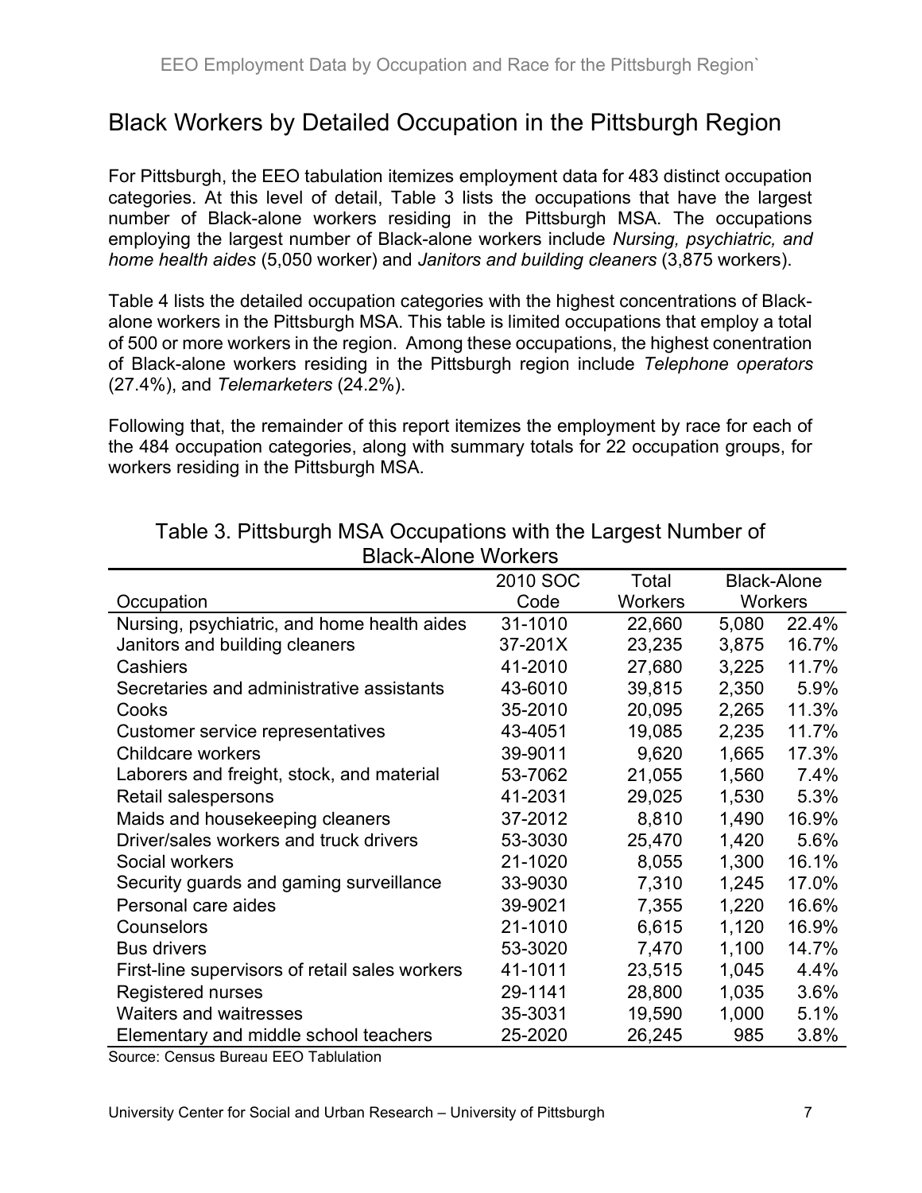## Black Workers by Detailed Occupation in the Pittsburgh Region

For Pittsburgh, the EEO tabulation itemizes employment data for 483 distinct occupation categories. At this level of detail, Table 3 lists the occupations that have the largest number of Black-alone workers residing in the Pittsburgh MSA. The occupations employing the largest number of Black-alone workers include *Nursing, psychiatric, and home health aides* (5,050 worker) and *Janitors and building cleaners* (3,875 workers).

Table 4 lists the detailed occupation categories with the highest concentrations of Black-alone workers in the Pittsburgh MSA. This table is limited occupations that employ a total of 500 or more workers in the region. Among these occupations, the highest conentration of Black-alone workers residing in the Pittsburgh region include *Telephone operators* (27.4%), and *Telemarketers* (24.2%).

Following that, the remainder of this report itemizes the employment by race for each of the 484 occupation categories, along with summary totals for 22 occupation groups, for workers residing in the Pittsburgh MSA.

Table 3. Pittsburgh MSA Occupations with the Largest Number of Black-Alone Workers

| Occupation | 2010 SOC Code | Total Workers | Black-Alone Workers | |
|---|---|---|---|---|
| Nursing, psychiatric, and home health aides | 31-1010 | 22,660 | 5,080 | 22.4% |
| Janitors and building cleaners | 37-201X | 23,235 | 3,875 | 16.7% |
| Cashiers | 41-2010 | 27,680 | 3,225 | 11.7% |
| Secretaries and administrative assistants | 43-6010 | 39,815 | 2,350 | 5.9% |
| Cooks | 35-2010 | 20,095 | 2,265 | 11.3% |
| Customer service representatives | 43-4051 | 19,085 | 2,235 | 11.7% |
| Childcare workers | 39-9011 | 9,620 | 1,665 | 17.3% |
| Laborers and freight, stock, and material | 53-7062 | 21,055 | 1,560 | 7.4% |
| Retail salespersons | 41-2031 | 29,025 | 1,530 | 5.3% |
| Maids and housekeeping cleaners | 37-2012 | 8,810 | 1,490 | 16.9% |
| Driver/sales workers and truck drivers | 53-3030 | 25,470 | 1,420 | 5.6% |
| Social workers | 21-1020 | 8,055 | 1,300 | 16.1% |
| Security guards and gaming surveillance | 33-9030 | 7,310 | 1,245 | 17.0% |
| Personal care aides | 39-9021 | 7,355 | 1,220 | 16.6% |
| Counselors | 21-1010 | 6,615 | 1,120 | 16.9% |
| Bus drivers | 53-3020 | 7,470 | 1,100 | 14.7% |
| First-line supervisors of retail sales workers | 41-1011 | 23,515 | 1,045 | 4.4% |
| Registered nurses | 29-1141 | 28,800 | 1,035 | 3.6% |
| Waiters and waitresses | 35-3031 | 19,590 | 1,000 | 5.1% |
| Elementary and middle school teachers | 25-2020 | 26,245 | 985 | 3.8% |

Source: Census Bureau EEO Tablulation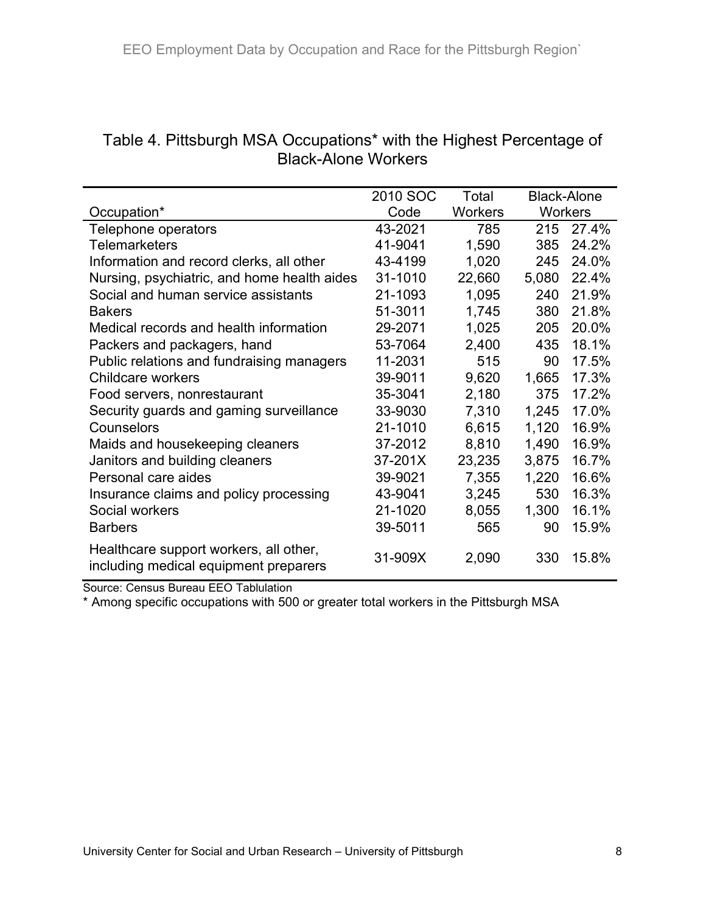Table 4. Pittsburgh MSA Occupations* with the Highest Percentage of Black-Alone Workers

| Occupation* | 2010 SOC Code | Total Workers | Black-Alone Workers | |
|---|---|---|---|---|
| Telephone operators | 43-2021 | 785 | 215 | 27.4% |
| Telemarketers | 41-9041 | 1,590 | 385 | 24.2% |
| Information and record clerks, all other | 43-4199 | 1,020 | 245 | 24.0% |
| Nursing, psychiatric, and home health aides | 31-1010 | 22,660 | 5,080 | 22.4% |
| Social and human service assistants | 21-1093 | 1,095 | 240 | 21.9% |
| Bakers | 51-3011 | 1,745 | 380 | 21.8% |
| Medical records and health information | 29-2071 | 1,025 | 205 | 20.0% |
| Packers and packagers, hand | 53-7064 | 2,400 | 435 | 18.1% |
| Public relations and fundraising managers | 11-2031 | 515 | 90 | 17.5% |
| Childcare workers | 39-9011 | 9,620 | 1,665 | 17.3% |
| Food servers, nonrestaurant | 35-3041 | 2,180 | 375 | 17.2% |
| Security guards and gaming surveillance | 33-9030 | 7,310 | 1,245 | 17.0% |
| Counselors | 21-1010 | 6,615 | 1,120 | 16.9% |
| Maids and housekeeping cleaners | 37-2012 | 8,810 | 1,490 | 16.9% |
| Janitors and building cleaners | 37-201X | 23,235 | 3,875 | 16.7% |
| Personal care aides | 39-9021 | 7,355 | 1,220 | 16.6% |
| Insurance claims and policy processing | 43-9041 | 3,245 | 530 | 16.3% |
| Social workers | 21-1020 | 8,055 | 1,300 | 16.1% |
| Barbers | 39-5011 | 565 | 90 | 15.9% |
| Healthcare support workers, all other, including medical equipment preparers | 31-909X | 2,090 | 330 | 15.8% |

Source: Census Bureau EEO Tablulation

* Among specific occupations with 500 or greater total workers in the Pittsburgh MSA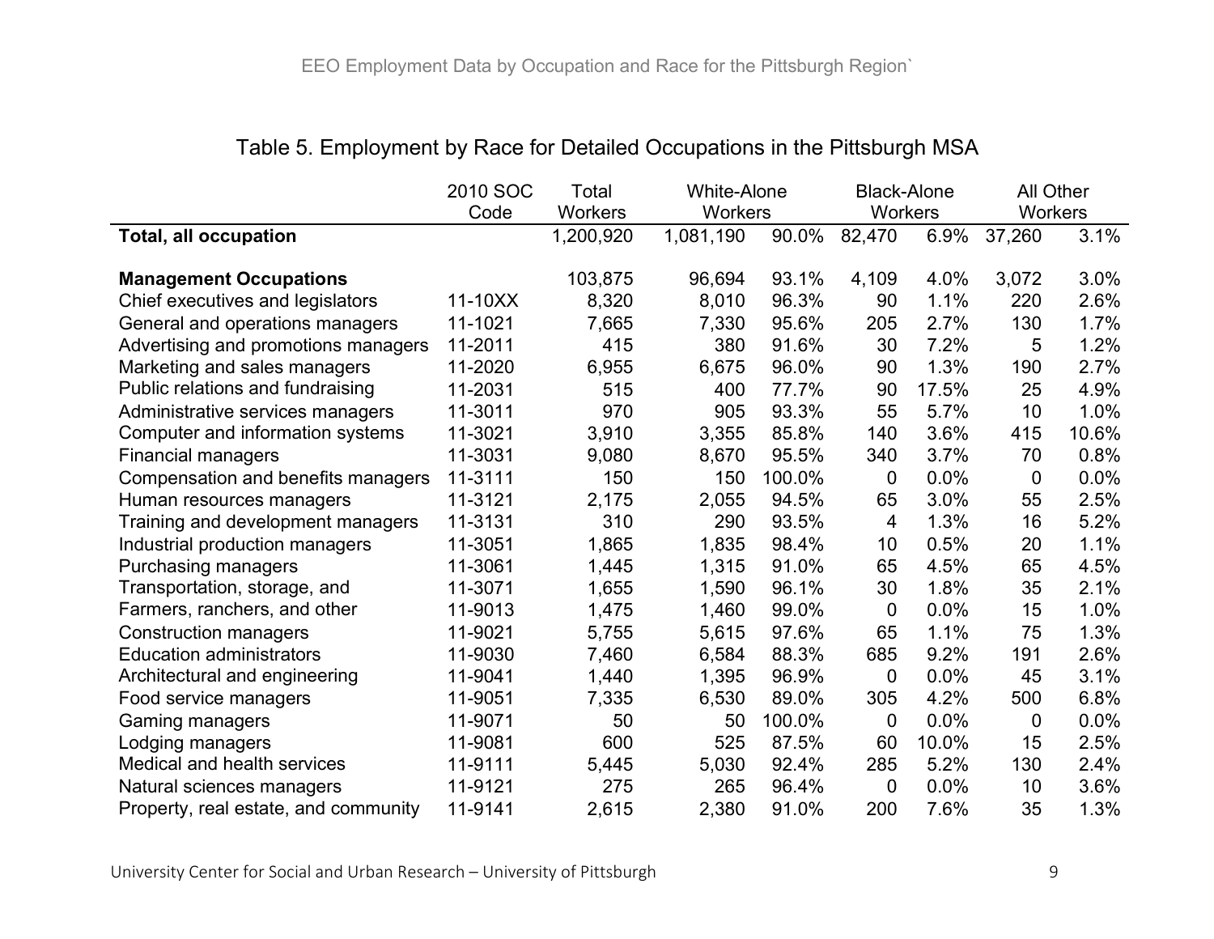## Table 5. Employment by Race for Detailed Occupations in the Pittsburgh MSA

| | 2010 SOC Code | Total Workers | White-Alone Workers | | Black-Alone Workers | | All Other Workers | |
|---|---|---|---|---|---|---|---|---|
| **Total, all occupation** | | 1,200,920 | 1,081,190 | 90.0% | 82,470 | 6.9% | 37,260 | 3.1% |
| **Management Occupations** | | 103,875 | 96,694 | 93.1% | 4,109 | 4.0% | 3,072 | 3.0% |
| Chief executives and legislators | 11-10XX | 8,320 | 8,010 | 96.3% | 90 | 1.1% | 220 | 2.6% |
| General and operations managers | 11-1021 | 7,665 | 7,330 | 95.6% | 205 | 2.7% | 130 | 1.7% |
| Advertising and promotions managers | 11-2011 | 415 | 380 | 91.6% | 30 | 7.2% | 5 | 1.2% |
| Marketing and sales managers | 11-2020 | 6,955 | 6,675 | 96.0% | 90 | 1.3% | 190 | 2.7% |
| Public relations and fundraising | 11-2031 | 515 | 400 | 77.7% | 90 | 17.5% | 25 | 4.9% |
| Administrative services managers | 11-3011 | 970 | 905 | 93.3% | 55 | 5.7% | 10 | 1.0% |
| Computer and information systems | 11-3021 | 3,910 | 3,355 | 85.8% | 140 | 3.6% | 415 | 10.6% |
| Financial managers | 11-3031 | 9,080 | 8,670 | 95.5% | 340 | 3.7% | 70 | 0.8% |
| Compensation and benefits managers | 11-3111 | 150 | 150 | 100.0% | 0 | 0.0% | 0 | 0.0% |
| Human resources managers | 11-3121 | 2,175 | 2,055 | 94.5% | 65 | 3.0% | 55 | 2.5% |
| Training and development managers | 11-3131 | 310 | 290 | 93.5% | 4 | 1.3% | 16 | 5.2% |
| Industrial production managers | 11-3051 | 1,865 | 1,835 | 98.4% | 10 | 0.5% | 20 | 1.1% |
| Purchasing managers | 11-3061 | 1,445 | 1,315 | 91.0% | 65 | 4.5% | 65 | 4.5% |
| Transportation, storage, and | 11-3071 | 1,655 | 1,590 | 96.1% | 30 | 1.8% | 35 | 2.1% |
| Farmers, ranchers, and other | 11-9013 | 1,475 | 1,460 | 99.0% | 0 | 0.0% | 15 | 1.0% |
| Construction managers | 11-9021 | 5,755 | 5,615 | 97.6% | 65 | 1.1% | 75 | 1.3% |
| Education administrators | 11-9030 | 7,460 | 6,584 | 88.3% | 685 | 9.2% | 191 | 2.6% |
| Architectural and engineering | 11-9041 | 1,440 | 1,395 | 96.9% | 0 | 0.0% | 45 | 3.1% |
| Food service managers | 11-9051 | 7,335 | 6,530 | 89.0% | 305 | 4.2% | 500 | 6.8% |
| Gaming managers | 11-9071 | 50 | 50 | 100.0% | 0 | 0.0% | 0 | 0.0% |
| Lodging managers | 11-9081 | 600 | 525 | 87.5% | 60 | 10.0% | 15 | 2.5% |
| Medical and health services | 11-9111 | 5,445 | 5,030 | 92.4% | 285 | 5.2% | 130 | 2.4% |
| Natural sciences managers | 11-9121 | 275 | 265 | 96.4% | 0 | 0.0% | 10 | 3.6% |
| Property, real estate, and community | 11-9141 | 2,615 | 2,380 | 91.0% | 200 | 7.6% | 35 | 1.3% |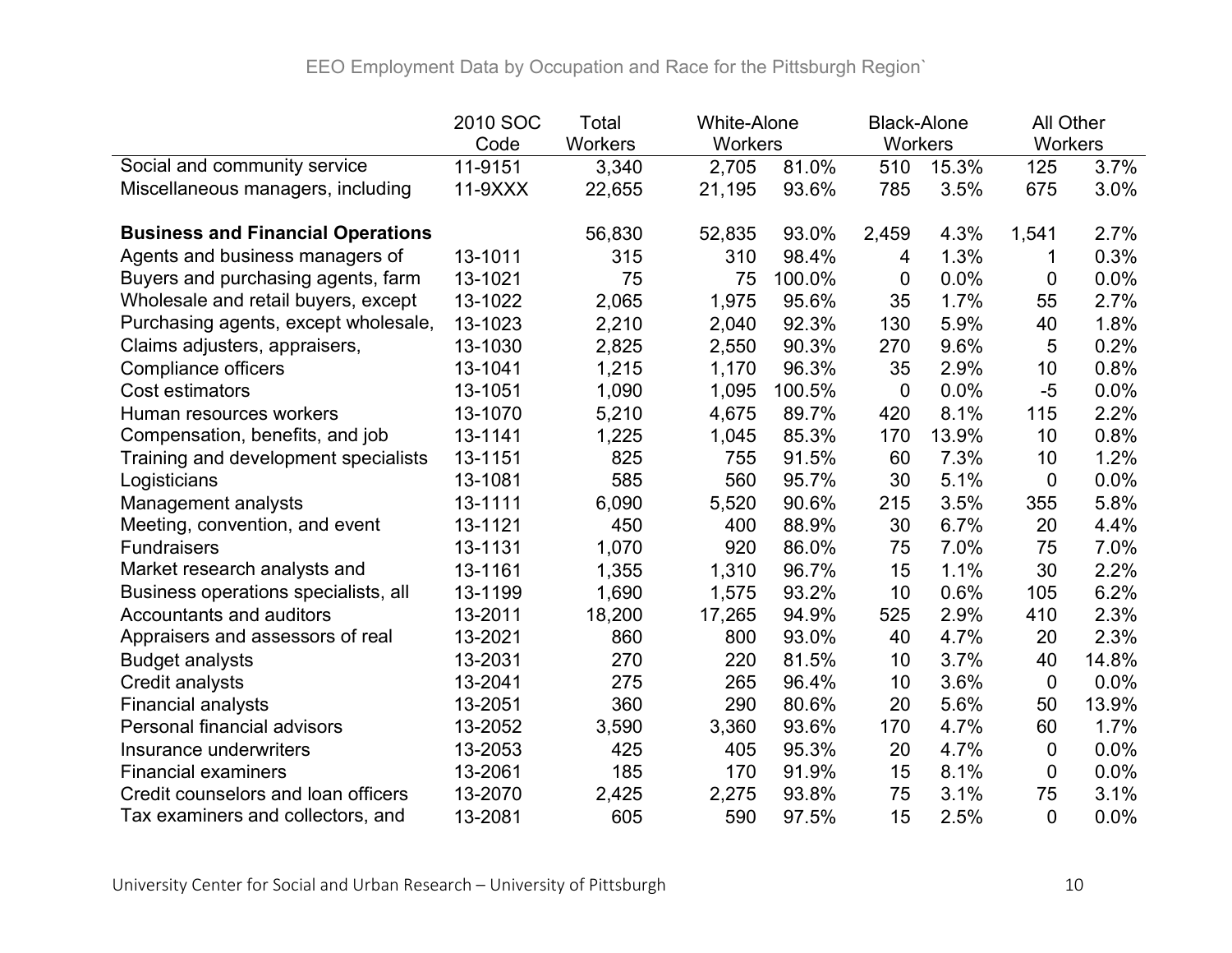EEO Employment Data by Occupation and Race for the Pittsburgh Region`

| | 2010 SOC Code | Total Workers | White-Alone Workers | | Black-Alone Workers | | All Other Workers | |
|---|---|---|---|---|---|---|---|---|
| Social and community service | 11-9151 | 3,340 | 2,705 | 81.0% | 510 | 15.3% | 125 | 3.7% |
| Miscellaneous managers, including | 11-9XXX | 22,655 | 21,195 | 93.6% | 785 | 3.5% | 675 | 3.0% |
| | | | | | | | | |
| **Business and Financial Operations** | | 56,830 | 52,835 | 93.0% | 2,459 | 4.3% | 1,541 | 2.7% |
| Agents and business managers of | 13-1011 | 315 | 310 | 98.4% | 4 | 1.3% | 1 | 0.3% |
| Buyers and purchasing agents, farm | 13-1021 | 75 | 75 | 100.0% | 0 | 0.0% | 0 | 0.0% |
| Wholesale and retail buyers, except | 13-1022 | 2,065 | 1,975 | 95.6% | 35 | 1.7% | 55 | 2.7% |
| Purchasing agents, except wholesale, | 13-1023 | 2,210 | 2,040 | 92.3% | 130 | 5.9% | 40 | 1.8% |
| Claims adjusters, appraisers, | 13-1030 | 2,825 | 2,550 | 90.3% | 270 | 9.6% | 5 | 0.2% |
| Compliance officers | 13-1041 | 1,215 | 1,170 | 96.3% | 35 | 2.9% | 10 | 0.8% |
| Cost estimators | 13-1051 | 1,090 | 1,095 | 100.5% | 0 | 0.0% | -5 | 0.0% |
| Human resources workers | 13-1070 | 5,210 | 4,675 | 89.7% | 420 | 8.1% | 115 | 2.2% |
| Compensation, benefits, and job | 13-1141 | 1,225 | 1,045 | 85.3% | 170 | 13.9% | 10 | 0.8% |
| Training and development specialists | 13-1151 | 825 | 755 | 91.5% | 60 | 7.3% | 10 | 1.2% |
| Logisticians | 13-1081 | 585 | 560 | 95.7% | 30 | 5.1% | 0 | 0.0% |
| Management analysts | 13-1111 | 6,090 | 5,520 | 90.6% | 215 | 3.5% | 355 | 5.8% |
| Meeting, convention, and event | 13-1121 | 450 | 400 | 88.9% | 30 | 6.7% | 20 | 4.4% |
| Fundraisers | 13-1131 | 1,070 | 920 | 86.0% | 75 | 7.0% | 75 | 7.0% |
| Market research analysts and | 13-1161 | 1,355 | 1,310 | 96.7% | 15 | 1.1% | 30 | 2.2% |
| Business operations specialists, all | 13-1199 | 1,690 | 1,575 | 93.2% | 10 | 0.6% | 105 | 6.2% |
| Accountants and auditors | 13-2011 | 18,200 | 17,265 | 94.9% | 525 | 2.9% | 410 | 2.3% |
| Appraisers and assessors of real | 13-2021 | 860 | 800 | 93.0% | 40 | 4.7% | 20 | 2.3% |
| Budget analysts | 13-2031 | 270 | 220 | 81.5% | 10 | 3.7% | 40 | 14.8% |
| Credit analysts | 13-2041 | 275 | 265 | 96.4% | 10 | 3.6% | 0 | 0.0% |
| Financial analysts | 13-2051 | 360 | 290 | 80.6% | 20 | 5.6% | 50 | 13.9% |
| Personal financial advisors | 13-2052 | 3,590 | 3,360 | 93.6% | 170 | 4.7% | 60 | 1.7% |
| Insurance underwriters | 13-2053 | 425 | 405 | 95.3% | 20 | 4.7% | 0 | 0.0% |
| Financial examiners | 13-2061 | 185 | 170 | 91.9% | 15 | 8.1% | 0 | 0.0% |
| Credit counselors and loan officers | 13-2070 | 2,425 | 2,275 | 93.8% | 75 | 3.1% | 75 | 3.1% |
| Tax examiners and collectors, and | 13-2081 | 605 | 590 | 97.5% | 15 | 2.5% | 0 | 0.0% |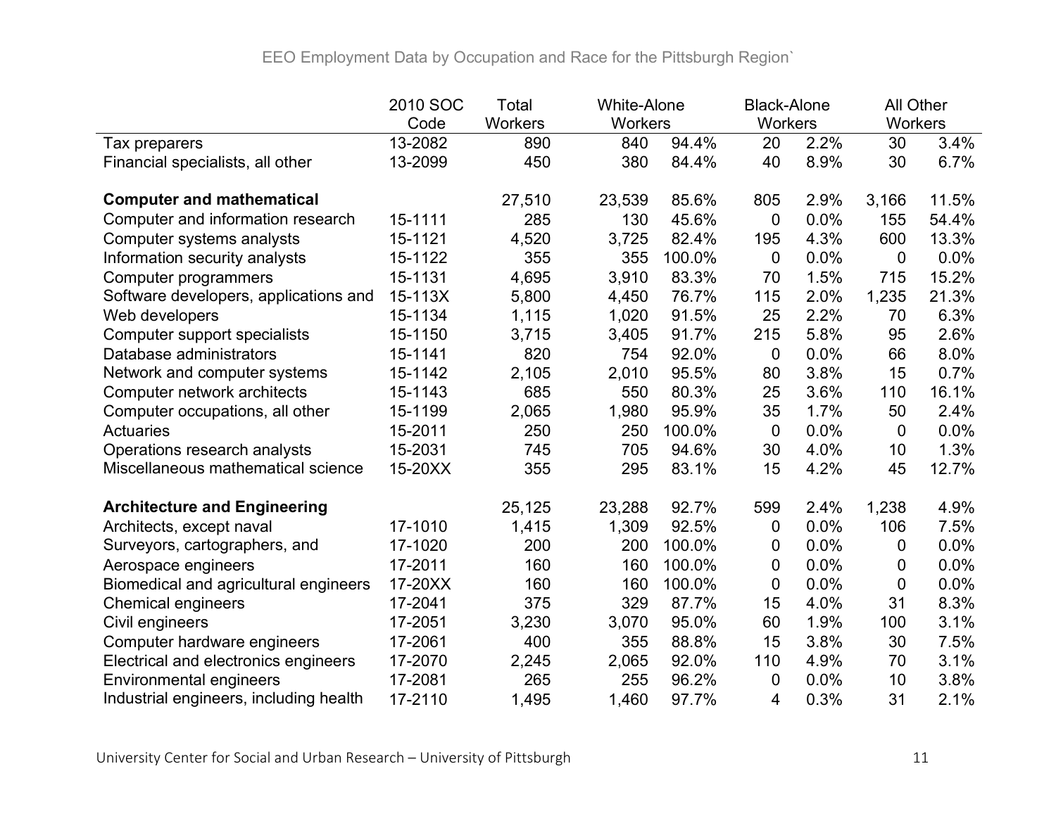EEO Employment Data by Occupation and Race for the Pittsburgh Region`

| | 2010 SOC Code | Total Workers | White-Alone Workers | | Black-Alone Workers | | All Other Workers | |
|---|---|---|---|---|---|---|---|---|
| Tax preparers | 13-2082 | 890 | 840 | 94.4% | 20 | 2.2% | 30 | 3.4% |
| Financial specialists, all other | 13-2099 | 450 | 380 | 84.4% | 40 | 8.9% | 30 | 6.7% |
| | | | | | | | | |
| **Computer and mathematical** | | 27,510 | 23,539 | 85.6% | 805 | 2.9% | 3,166 | 11.5% |
| Computer and information research | 15-1111 | 285 | 130 | 45.6% | 0 | 0.0% | 155 | 54.4% |
| Computer systems analysts | 15-1121 | 4,520 | 3,725 | 82.4% | 195 | 4.3% | 600 | 13.3% |
| Information security analysts | 15-1122 | 355 | 355 | 100.0% | 0 | 0.0% | 0 | 0.0% |
| Computer programmers | 15-1131 | 4,695 | 3,910 | 83.3% | 70 | 1.5% | 715 | 15.2% |
| Software developers, applications and | 15-113X | 5,800 | 4,450 | 76.7% | 115 | 2.0% | 1,235 | 21.3% |
| Web developers | 15-1134 | 1,115 | 1,020 | 91.5% | 25 | 2.2% | 70 | 6.3% |
| Computer support specialists | 15-1150 | 3,715 | 3,405 | 91.7% | 215 | 5.8% | 95 | 2.6% |
| Database administrators | 15-1141 | 820 | 754 | 92.0% | 0 | 0.0% | 66 | 8.0% |
| Network and computer systems | 15-1142 | 2,105 | 2,010 | 95.5% | 80 | 3.8% | 15 | 0.7% |
| Computer network architects | 15-1143 | 685 | 550 | 80.3% | 25 | 3.6% | 110 | 16.1% |
| Computer occupations, all other | 15-1199 | 2,065 | 1,980 | 95.9% | 35 | 1.7% | 50 | 2.4% |
| Actuaries | 15-2011 | 250 | 250 | 100.0% | 0 | 0.0% | 0 | 0.0% |
| Operations research analysts | 15-2031 | 745 | 705 | 94.6% | 30 | 4.0% | 10 | 1.3% |
| Miscellaneous mathematical science | 15-20XX | 355 | 295 | 83.1% | 15 | 4.2% | 45 | 12.7% |
| | | | | | | | | |
| **Architecture and Engineering** | | 25,125 | 23,288 | 92.7% | 599 | 2.4% | 1,238 | 4.9% |
| Architects, except naval | 17-1010 | 1,415 | 1,309 | 92.5% | 0 | 0.0% | 106 | 7.5% |
| Surveyors, cartographers, and | 17-1020 | 200 | 200 | 100.0% | 0 | 0.0% | 0 | 0.0% |
| Aerospace engineers | 17-2011 | 160 | 160 | 100.0% | 0 | 0.0% | 0 | 0.0% |
| Biomedical and agricultural engineers | 17-20XX | 160 | 160 | 100.0% | 0 | 0.0% | 0 | 0.0% |
| Chemical engineers | 17-2041 | 375 | 329 | 87.7% | 15 | 4.0% | 31 | 8.3% |
| Civil engineers | 17-2051 | 3,230 | 3,070 | 95.0% | 60 | 1.9% | 100 | 3.1% |
| Computer hardware engineers | 17-2061 | 400 | 355 | 88.8% | 15 | 3.8% | 30 | 7.5% |
| Electrical and electronics engineers | 17-2070 | 2,245 | 2,065 | 92.0% | 110 | 4.9% | 70 | 3.1% |
| Environmental engineers | 17-2081 | 265 | 255 | 96.2% | 0 | 0.0% | 10 | 3.8% |
| Industrial engineers, including health | 17-2110 | 1,495 | 1,460 | 97.7% | 4 | 0.3% | 31 | 2.1% |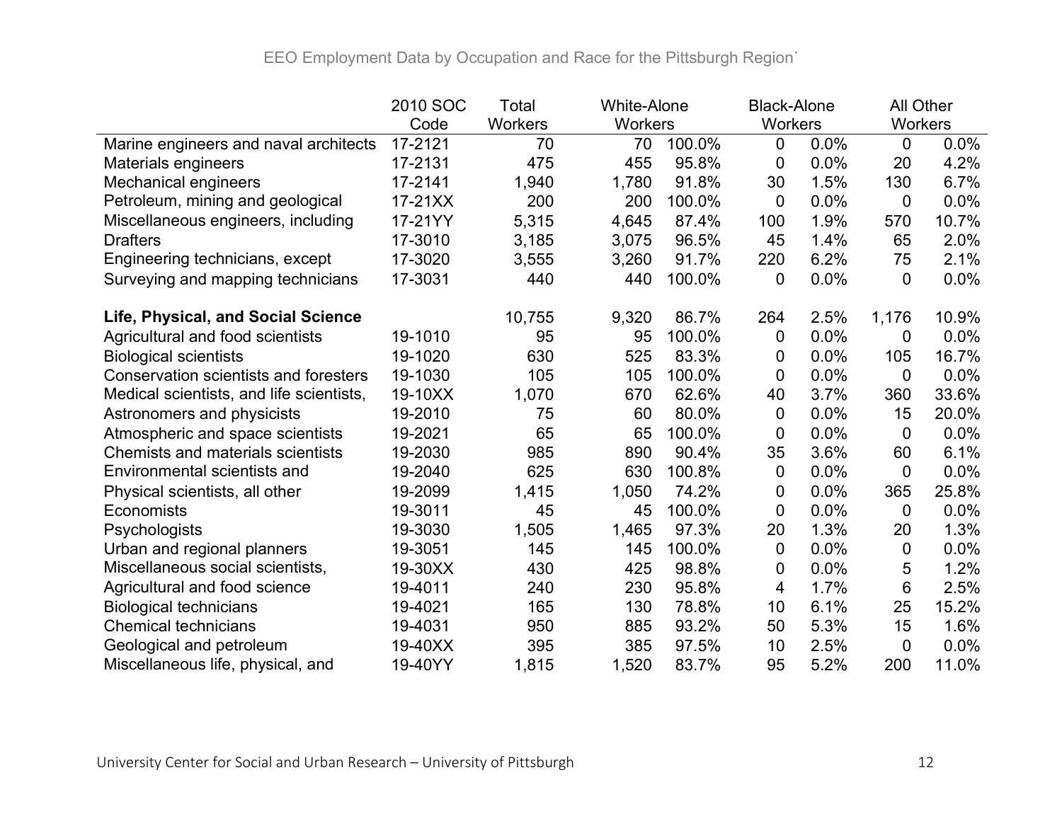| | 2010 SOC Code | Total Workers | White-Alone Workers | | Black-Alone Workers | | All Other Workers | |
|---|---|---|---|---|---|---|---|---|
| Marine engineers and naval architects | 17-2121 | 70 | 70 | 100.0% | 0 | 0.0% | 0 | 0.0% |
| Materials engineers | 17-2131 | 475 | 455 | 95.8% | 0 | 0.0% | 20 | 4.2% |
| Mechanical engineers | 17-2141 | 1,940 | 1,780 | 91.8% | 30 | 1.5% | 130 | 6.7% |
| Petroleum, mining and geological | 17-21XX | 200 | 200 | 100.0% | 0 | 0.0% | 0 | 0.0% |
| Miscellaneous engineers, including | 17-21YY | 5,315 | 4,645 | 87.4% | 100 | 1.9% | 570 | 10.7% |
| Drafters | 17-3010 | 3,185 | 3,075 | 96.5% | 45 | 1.4% | 65 | 2.0% |
| Engineering technicians, except | 17-3020 | 3,555 | 3,260 | 91.7% | 220 | 6.2% | 75 | 2.1% |
| Surveying and mapping technicians | 17-3031 | 440 | 440 | 100.0% | 0 | 0.0% | 0 | 0.0% |
| | | | | | | | | |
| **Life, Physical, and Social Science** | | 10,755 | 9,320 | 86.7% | 264 | 2.5% | 1,176 | 10.9% |
| Agricultural and food scientists | 19-1010 | 95 | 95 | 100.0% | 0 | 0.0% | 0 | 0.0% |
| Biological scientists | 19-1020 | 630 | 525 | 83.3% | 0 | 0.0% | 105 | 16.7% |
| Conservation scientists and foresters | 19-1030 | 105 | 105 | 100.0% | 0 | 0.0% | 0 | 0.0% |
| Medical scientists, and life scientists, | 19-10XX | 1,070 | 670 | 62.6% | 40 | 3.7% | 360 | 33.6% |
| Astronomers and physicists | 19-2010 | 75 | 60 | 80.0% | 0 | 0.0% | 15 | 20.0% |
| Atmospheric and space scientists | 19-2021 | 65 | 65 | 100.0% | 0 | 0.0% | 0 | 0.0% |
| Chemists and materials scientists | 19-2030 | 985 | 890 | 90.4% | 35 | 3.6% | 60 | 6.1% |
| Environmental scientists and | 19-2040 | 625 | 630 | 100.8% | 0 | 0.0% | 0 | 0.0% |
| Physical scientists, all other | 19-2099 | 1,415 | 1,050 | 74.2% | 0 | 0.0% | 365 | 25.8% |
| Economists | 19-3011 | 45 | 45 | 100.0% | 0 | 0.0% | 0 | 0.0% |
| Psychologists | 19-3030 | 1,505 | 1,465 | 97.3% | 20 | 1.3% | 20 | 1.3% |
| Urban and regional planners | 19-3051 | 145 | 145 | 100.0% | 0 | 0.0% | 0 | 0.0% |
| Miscellaneous social scientists, | 19-30XX | 430 | 425 | 98.8% | 0 | 0.0% | 5 | 1.2% |
| Agricultural and food science | 19-4011 | 240 | 230 | 95.8% | 4 | 1.7% | 6 | 2.5% |
| Biological technicians | 19-4021 | 165 | 130 | 78.8% | 10 | 6.1% | 25 | 15.2% |
| Chemical technicians | 19-4031 | 950 | 885 | 93.2% | 50 | 5.3% | 15 | 1.6% |
| Geological and petroleum | 19-40XX | 395 | 385 | 97.5% | 10 | 2.5% | 0 | 0.0% |
| Miscellaneous life, physical, and | 19-40YY | 1,815 | 1,520 | 83.7% | 95 | 5.2% | 200 | 11.0% |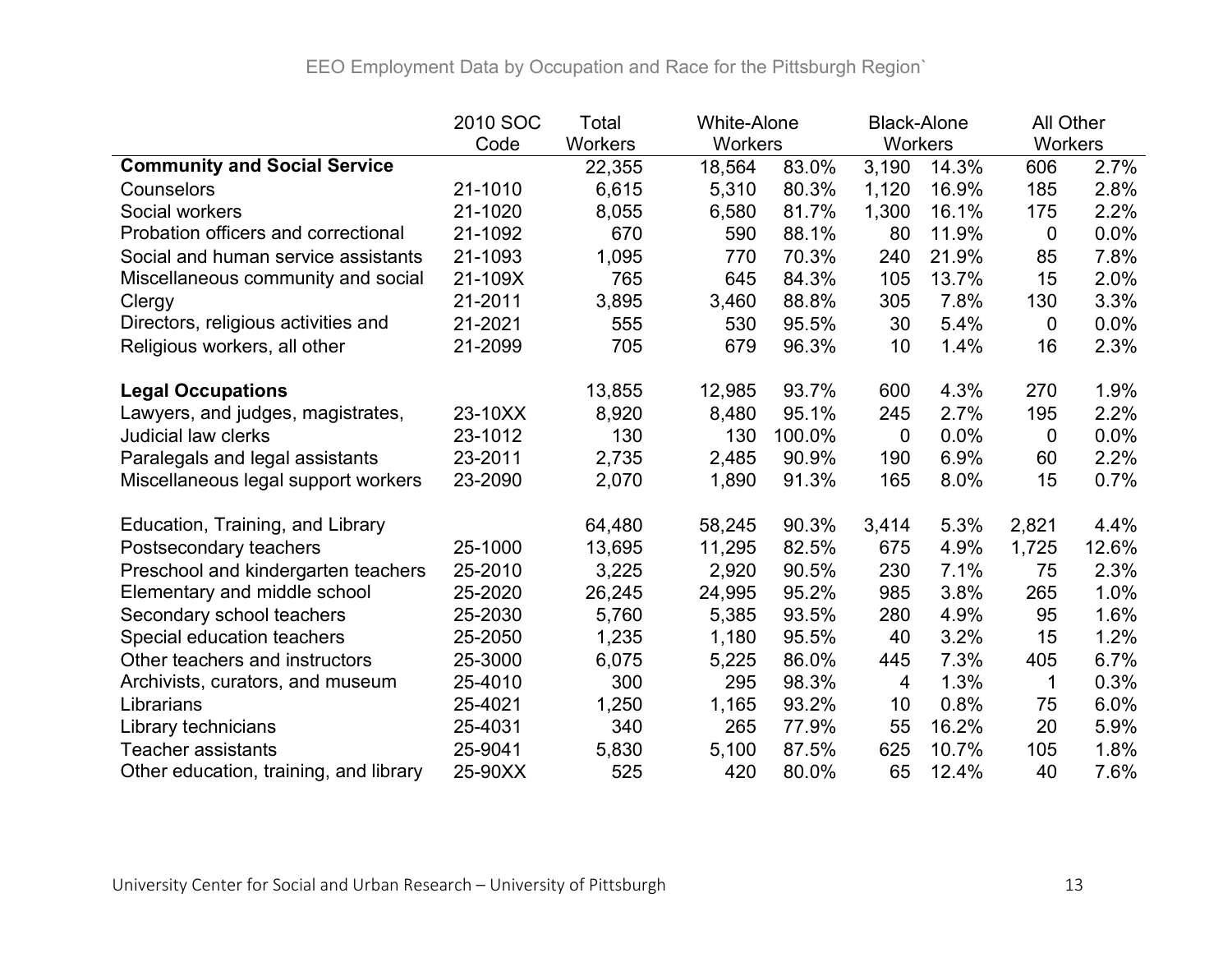EEO Employment Data by Occupation and Race for the Pittsburgh Region`

| | 2010 SOC Code | Total Workers | White-Alone Workers | | Black-Alone Workers | | All Other Workers | |
|---|---|---|---|---|---|---|---|---|
| **Community and Social Service** | | 22,355 | 18,564 | 83.0% | 3,190 | 14.3% | 606 | 2.7% |
| Counselors | 21-1010 | 6,615 | 5,310 | 80.3% | 1,120 | 16.9% | 185 | 2.8% |
| Social workers | 21-1020 | 8,055 | 6,580 | 81.7% | 1,300 | 16.1% | 175 | 2.2% |
| Probation officers and correctional | 21-1092 | 670 | 590 | 88.1% | 80 | 11.9% | 0 | 0.0% |
| Social and human service assistants | 21-1093 | 1,095 | 770 | 70.3% | 240 | 21.9% | 85 | 7.8% |
| Miscellaneous community and social | 21-109X | 765 | 645 | 84.3% | 105 | 13.7% | 15 | 2.0% |
| Clergy | 21-2011 | 3,895 | 3,460 | 88.8% | 305 | 7.8% | 130 | 3.3% |
| Directors, religious activities and | 21-2021 | 555 | 530 | 95.5% | 30 | 5.4% | 0 | 0.0% |
| Religious workers, all other | 21-2099 | 705 | 679 | 96.3% | 10 | 1.4% | 16 | 2.3% |
| | | | | | | | | |
| **Legal Occupations** | | 13,855 | 12,985 | 93.7% | 600 | 4.3% | 270 | 1.9% |
| Lawyers, and judges, magistrates, | 23-10XX | 8,920 | 8,480 | 95.1% | 245 | 2.7% | 195 | 2.2% |
| Judicial law clerks | 23-1012 | 130 | 130 | 100.0% | 0 | 0.0% | 0 | 0.0% |
| Paralegals and legal assistants | 23-2011 | 2,735 | 2,485 | 90.9% | 190 | 6.9% | 60 | 2.2% |
| Miscellaneous legal support workers | 23-2090 | 2,070 | 1,890 | 91.3% | 165 | 8.0% | 15 | 0.7% |
| | | | | | | | | |
| Education, Training, and Library | | 64,480 | 58,245 | 90.3% | 3,414 | 5.3% | 2,821 | 4.4% |
| Postsecondary teachers | 25-1000 | 13,695 | 11,295 | 82.5% | 675 | 4.9% | 1,725 | 12.6% |
| Preschool and kindergarten teachers | 25-2010 | 3,225 | 2,920 | 90.5% | 230 | 7.1% | 75 | 2.3% |
| Elementary and middle school | 25-2020 | 26,245 | 24,995 | 95.2% | 985 | 3.8% | 265 | 1.0% |
| Secondary school teachers | 25-2030 | 5,760 | 5,385 | 93.5% | 280 | 4.9% | 95 | 1.6% |
| Special education teachers | 25-2050 | 1,235 | 1,180 | 95.5% | 40 | 3.2% | 15 | 1.2% |
| Other teachers and instructors | 25-3000 | 6,075 | 5,225 | 86.0% | 445 | 7.3% | 405 | 6.7% |
| Archivists, curators, and museum | 25-4010 | 300 | 295 | 98.3% | 4 | 1.3% | 1 | 0.3% |
| Librarians | 25-4021 | 1,250 | 1,165 | 93.2% | 10 | 0.8% | 75 | 6.0% |
| Library technicians | 25-4031 | 340 | 265 | 77.9% | 55 | 16.2% | 20 | 5.9% |
| Teacher assistants | 25-9041 | 5,830 | 5,100 | 87.5% | 625 | 10.7% | 105 | 1.8% |
| Other education, training, and library | 25-90XX | 525 | 420 | 80.0% | 65 | 12.4% | 40 | 7.6% |

University Center for Social and Urban Research – University of Pittsburgh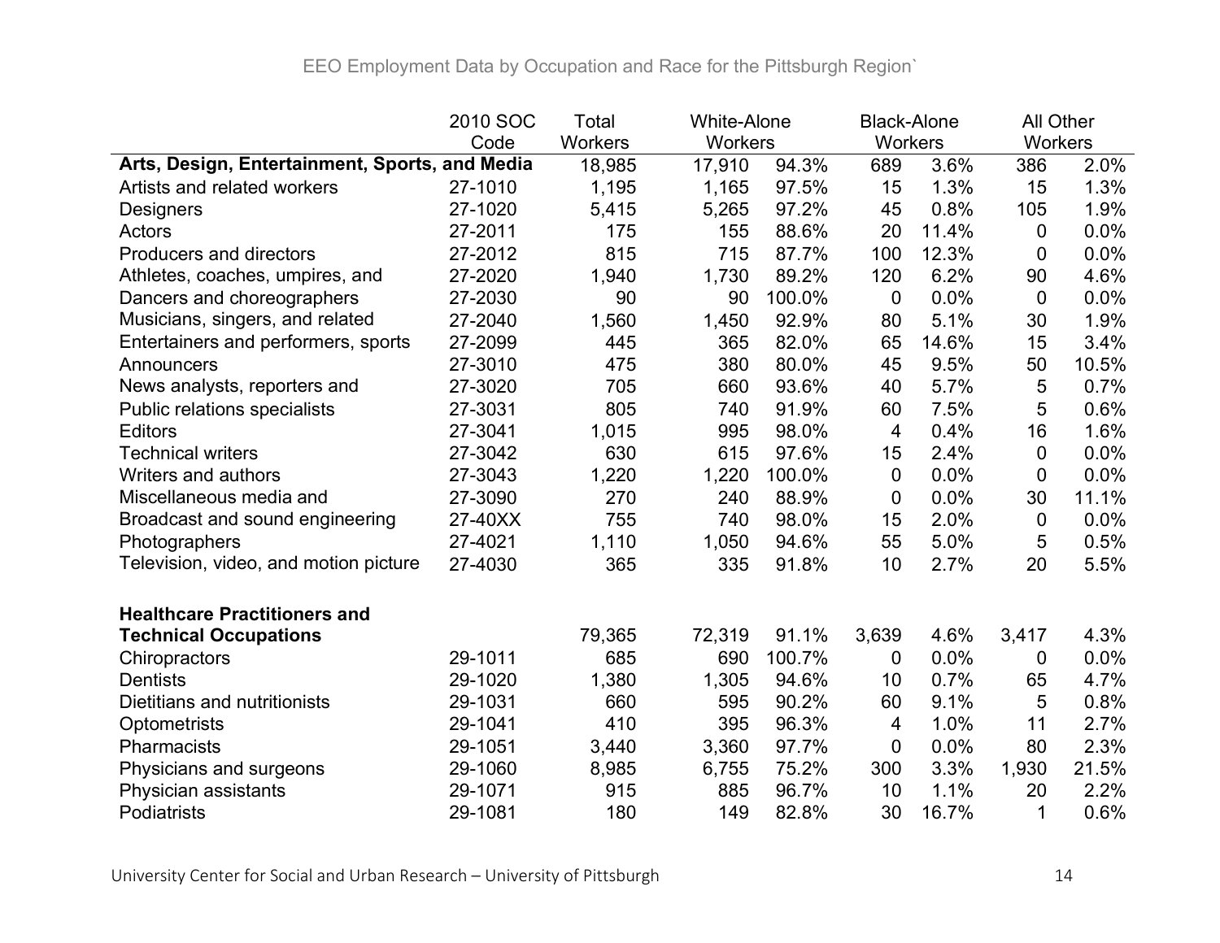EEO Employment Data by Occupation and Race for the Pittsburgh Region`

| | 2010 SOC Code | Total Workers | White-Alone Workers | | Black-Alone Workers | | All Other Workers | |
|---|---|---|---|---|---|---|---|---|
| **Arts, Design, Entertainment, Sports, and Media** | | 18,985 | 17,910 | 94.3% | 689 | 3.6% | 386 | 2.0% |
| Artists and related workers | 27-1010 | 1,195 | 1,165 | 97.5% | 15 | 1.3% | 15 | 1.3% |
| Designers | 27-1020 | 5,415 | 5,265 | 97.2% | 45 | 0.8% | 105 | 1.9% |
| Actors | 27-2011 | 175 | 155 | 88.6% | 20 | 11.4% | 0 | 0.0% |
| Producers and directors | 27-2012 | 815 | 715 | 87.7% | 100 | 12.3% | 0 | 0.0% |
| Athletes, coaches, umpires, and | 27-2020 | 1,940 | 1,730 | 89.2% | 120 | 6.2% | 90 | 4.6% |
| Dancers and choreographers | 27-2030 | 90 | 90 | 100.0% | 0 | 0.0% | 0 | 0.0% |
| Musicians, singers, and related | 27-2040 | 1,560 | 1,450 | 92.9% | 80 | 5.1% | 30 | 1.9% |
| Entertainers and performers, sports | 27-2099 | 445 | 365 | 82.0% | 65 | 14.6% | 15 | 3.4% |
| Announcers | 27-3010 | 475 | 380 | 80.0% | 45 | 9.5% | 50 | 10.5% |
| News analysts, reporters and | 27-3020 | 705 | 660 | 93.6% | 40 | 5.7% | 5 | 0.7% |
| Public relations specialists | 27-3031 | 805 | 740 | 91.9% | 60 | 7.5% | 5 | 0.6% |
| Editors | 27-3041 | 1,015 | 995 | 98.0% | 4 | 0.4% | 16 | 1.6% |
| Technical writers | 27-3042 | 630 | 615 | 97.6% | 15 | 2.4% | 0 | 0.0% |
| Writers and authors | 27-3043 | 1,220 | 1,220 | 100.0% | 0 | 0.0% | 0 | 0.0% |
| Miscellaneous media and | 27-3090 | 270 | 240 | 88.9% | 0 | 0.0% | 30 | 11.1% |
| Broadcast and sound engineering | 27-40XX | 755 | 740 | 98.0% | 15 | 2.0% | 0 | 0.0% |
| Photographers | 27-4021 | 1,110 | 1,050 | 94.6% | 55 | 5.0% | 5 | 0.5% |
| Television, video, and motion picture | 27-4030 | 365 | 335 | 91.8% | 10 | 2.7% | 20 | 5.5% |
| | | | | | | | | |
| **Healthcare Practitioners and Technical Occupations** | | 79,365 | 72,319 | 91.1% | 3,639 | 4.6% | 3,417 | 4.3% |
| Chiropractors | 29-1011 | 685 | 690 | 100.7% | 0 | 0.0% | 0 | 0.0% |
| Dentists | 29-1020 | 1,380 | 1,305 | 94.6% | 10 | 0.7% | 65 | 4.7% |
| Dietitians and nutritionists | 29-1031 | 660 | 595 | 90.2% | 60 | 9.1% | 5 | 0.8% |
| Optometrists | 29-1041 | 410 | 395 | 96.3% | 4 | 1.0% | 11 | 2.7% |
| Pharmacists | 29-1051 | 3,440 | 3,360 | 97.7% | 0 | 0.0% | 80 | 2.3% |
| Physicians and surgeons | 29-1060 | 8,985 | 6,755 | 75.2% | 300 | 3.3% | 1,930 | 21.5% |
| Physician assistants | 29-1071 | 915 | 885 | 96.7% | 10 | 1.1% | 20 | 2.2% |
| Podiatrists | 29-1081 | 180 | 149 | 82.8% | 30 | 16.7% | 1 | 0.6% |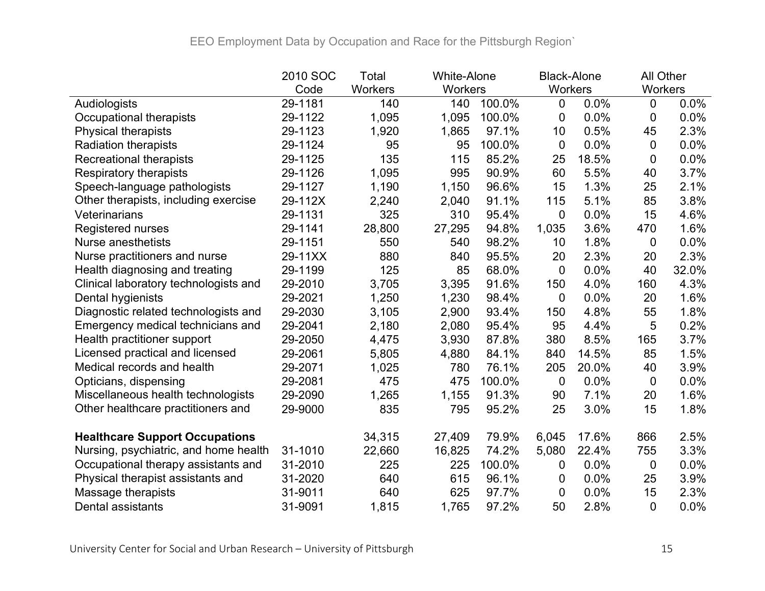EEO Employment Data by Occupation and Race for the Pittsburgh Region`

| | 2010 SOC Code | Total Workers | White-Alone Workers | | Black-Alone Workers | | All Other Workers | |
|---|---|---|---|---|---|---|---|---|
| Audiologists | 29-1181 | 140 | 140 | 100.0% | 0 | 0.0% | 0 | 0.0% |
| Occupational therapists | 29-1122 | 1,095 | 1,095 | 100.0% | 0 | 0.0% | 0 | 0.0% |
| Physical therapists | 29-1123 | 1,920 | 1,865 | 97.1% | 10 | 0.5% | 45 | 2.3% |
| Radiation therapists | 29-1124 | 95 | 95 | 100.0% | 0 | 0.0% | 0 | 0.0% |
| Recreational therapists | 29-1125 | 135 | 115 | 85.2% | 25 | 18.5% | 0 | 0.0% |
| Respiratory therapists | 29-1126 | 1,095 | 995 | 90.9% | 60 | 5.5% | 40 | 3.7% |
| Speech-language pathologists | 29-1127 | 1,190 | 1,150 | 96.6% | 15 | 1.3% | 25 | 2.1% |
| Other therapists, including exercise | 29-112X | 2,240 | 2,040 | 91.1% | 115 | 5.1% | 85 | 3.8% |
| Veterinarians | 29-1131 | 325 | 310 | 95.4% | 0 | 0.0% | 15 | 4.6% |
| Registered nurses | 29-1141 | 28,800 | 27,295 | 94.8% | 1,035 | 3.6% | 470 | 1.6% |
| Nurse anesthetists | 29-1151 | 550 | 540 | 98.2% | 10 | 1.8% | 0 | 0.0% |
| Nurse practitioners and nurse | 29-11XX | 880 | 840 | 95.5% | 20 | 2.3% | 20 | 2.3% |
| Health diagnosing and treating | 29-1199 | 125 | 85 | 68.0% | 0 | 0.0% | 40 | 32.0% |
| Clinical laboratory technologists and | 29-2010 | 3,705 | 3,395 | 91.6% | 150 | 4.0% | 160 | 4.3% |
| Dental hygienists | 29-2021 | 1,250 | 1,230 | 98.4% | 0 | 0.0% | 20 | 1.6% |
| Diagnostic related technologists and | 29-2030 | 3,105 | 2,900 | 93.4% | 150 | 4.8% | 55 | 1.8% |
| Emergency medical technicians and | 29-2041 | 2,180 | 2,080 | 95.4% | 95 | 4.4% | 5 | 0.2% |
| Health practitioner support | 29-2050 | 4,475 | 3,930 | 87.8% | 380 | 8.5% | 165 | 3.7% |
| Licensed practical and licensed | 29-2061 | 5,805 | 4,880 | 84.1% | 840 | 14.5% | 85 | 1.5% |
| Medical records and health | 29-2071 | 1,025 | 780 | 76.1% | 205 | 20.0% | 40 | 3.9% |
| Opticians, dispensing | 29-2081 | 475 | 475 | 100.0% | 0 | 0.0% | 0 | 0.0% |
| Miscellaneous health technologists | 29-2090 | 1,265 | 1,155 | 91.3% | 90 | 7.1% | 20 | 1.6% |
| Other healthcare practitioners and | 29-9000 | 835 | 795 | 95.2% | 25 | 3.0% | 15 | 1.8% |
| | | | | | | | | |
| **Healthcare Support Occupations** | | 34,315 | 27,409 | 79.9% | 6,045 | 17.6% | 866 | 2.5% |
| Nursing, psychiatric, and home health | 31-1010 | 22,660 | 16,825 | 74.2% | 5,080 | 22.4% | 755 | 3.3% |
| Occupational therapy assistants and | 31-2010 | 225 | 225 | 100.0% | 0 | 0.0% | 0 | 0.0% |
| Physical therapist assistants and | 31-2020 | 640 | 615 | 96.1% | 0 | 0.0% | 25 | 3.9% |
| Massage therapists | 31-9011 | 640 | 625 | 97.7% | 0 | 0.0% | 15 | 2.3% |
| Dental assistants | 31-9091 | 1,815 | 1,765 | 97.2% | 50 | 2.8% | 0 | 0.0% |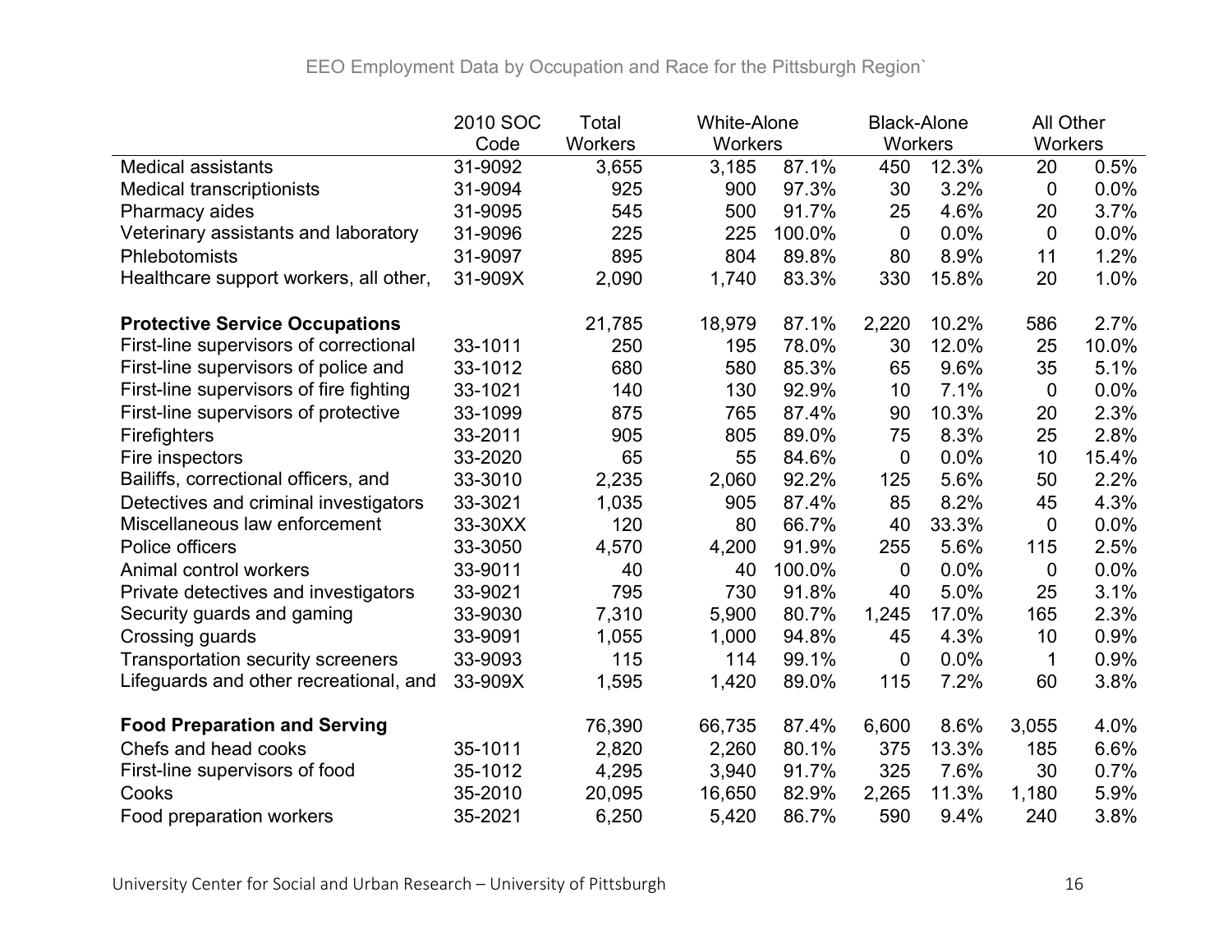EEO Employment Data by Occupation and Race for the Pittsburgh Region`

| | 2010 SOC Code | Total Workers | White-Alone Workers | | Black-Alone Workers | | All Other Workers | |
|---|---|---|---|---|---|---|---|---|
| Medical assistants | 31-9092 | 3,655 | 3,185 | 87.1% | 450 | 12.3% | 20 | 0.5% |
| Medical transcriptionists | 31-9094 | 925 | 900 | 97.3% | 30 | 3.2% | 0 | 0.0% |
| Pharmacy aides | 31-9095 | 545 | 500 | 91.7% | 25 | 4.6% | 20 | 3.7% |
| Veterinary assistants and laboratory | 31-9096 | 225 | 225 | 100.0% | 0 | 0.0% | 0 | 0.0% |
| Phlebotomists | 31-9097 | 895 | 804 | 89.8% | 80 | 8.9% | 11 | 1.2% |
| Healthcare support workers, all other, | 31-909X | 2,090 | 1,740 | 83.3% | 330 | 15.8% | 20 | 1.0% |
| **Protective Service Occupations** | | 21,785 | 18,979 | 87.1% | 2,220 | 10.2% | 586 | 2.7% |
| First-line supervisors of correctional | 33-1011 | 250 | 195 | 78.0% | 30 | 12.0% | 25 | 10.0% |
| First-line supervisors of police and | 33-1012 | 680 | 580 | 85.3% | 65 | 9.6% | 35 | 5.1% |
| First-line supervisors of fire fighting | 33-1021 | 140 | 130 | 92.9% | 10 | 7.1% | 0 | 0.0% |
| First-line supervisors of protective | 33-1099 | 875 | 765 | 87.4% | 90 | 10.3% | 20 | 2.3% |
| Firefighters | 33-2011 | 905 | 805 | 89.0% | 75 | 8.3% | 25 | 2.8% |
| Fire inspectors | 33-2020 | 65 | 55 | 84.6% | 0 | 0.0% | 10 | 15.4% |
| Bailiffs, correctional officers, and | 33-3010 | 2,235 | 2,060 | 92.2% | 125 | 5.6% | 50 | 2.2% |
| Detectives and criminal investigators | 33-3021 | 1,035 | 905 | 87.4% | 85 | 8.2% | 45 | 4.3% |
| Miscellaneous law enforcement | 33-30XX | 120 | 80 | 66.7% | 40 | 33.3% | 0 | 0.0% |
| Police officers | 33-3050 | 4,570 | 4,200 | 91.9% | 255 | 5.6% | 115 | 2.5% |
| Animal control workers | 33-9011 | 40 | 40 | 100.0% | 0 | 0.0% | 0 | 0.0% |
| Private detectives and investigators | 33-9021 | 795 | 730 | 91.8% | 40 | 5.0% | 25 | 3.1% |
| Security guards and gaming | 33-9030 | 7,310 | 5,900 | 80.7% | 1,245 | 17.0% | 165 | 2.3% |
| Crossing guards | 33-9091 | 1,055 | 1,000 | 94.8% | 45 | 4.3% | 10 | 0.9% |
| Transportation security screeners | 33-9093 | 115 | 114 | 99.1% | 0 | 0.0% | 1 | 0.9% |
| Lifeguards and other recreational, and | 33-909X | 1,595 | 1,420 | 89.0% | 115 | 7.2% | 60 | 3.8% |
| **Food Preparation and Serving** | | 76,390 | 66,735 | 87.4% | 6,600 | 8.6% | 3,055 | 4.0% |
| Chefs and head cooks | 35-1011 | 2,820 | 2,260 | 80.1% | 375 | 13.3% | 185 | 6.6% |
| First-line supervisors of food | 35-1012 | 4,295 | 3,940 | 91.7% | 325 | 7.6% | 30 | 0.7% |
| Cooks | 35-2010 | 20,095 | 16,650 | 82.9% | 2,265 | 11.3% | 1,180 | 5.9% |
| Food preparation workers | 35-2021 | 6,250 | 5,420 | 86.7% | 590 | 9.4% | 240 | 3.8% |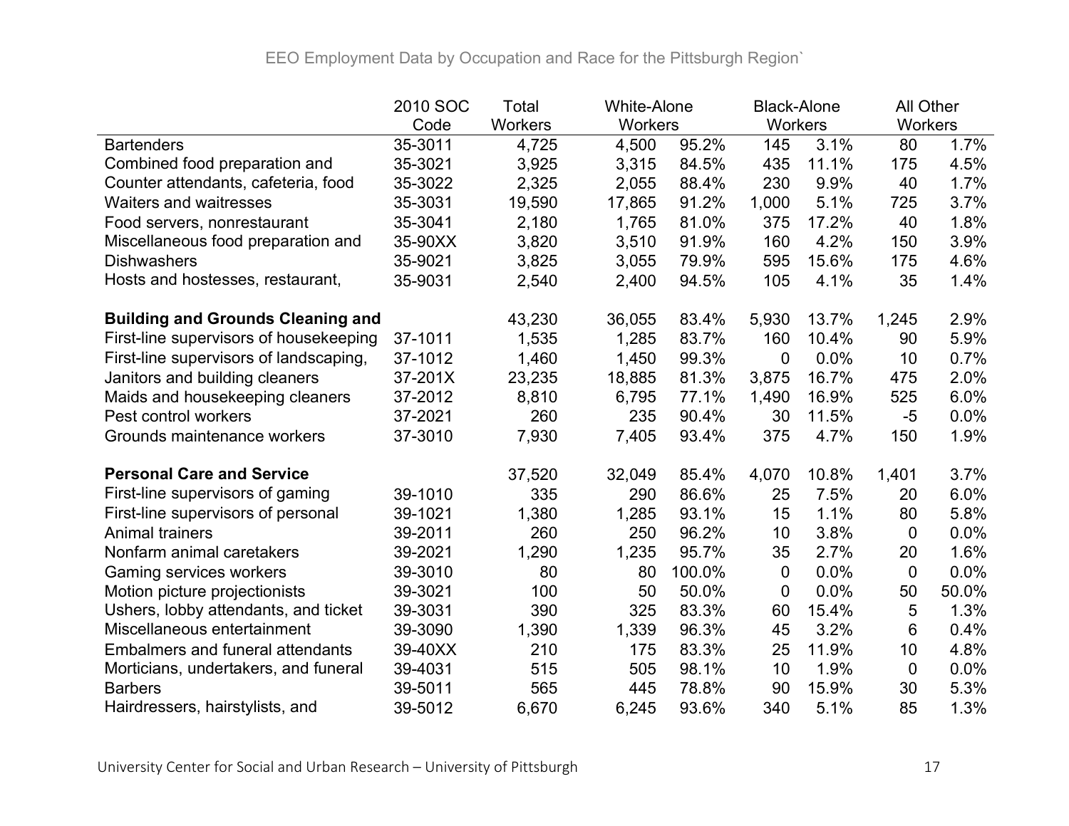| | 2010 SOC Code | Total Workers | White-Alone Workers | | Black-Alone Workers | | All Other Workers | |
|---|---|---|---|---|---|---|---|---|
| Bartenders | 35-3011 | 4,725 | 4,500 | 95.2% | 145 | 3.1% | 80 | 1.7% |
| Combined food preparation and | 35-3021 | 3,925 | 3,315 | 84.5% | 435 | 11.1% | 175 | 4.5% |
| Counter attendants, cafeteria, food | 35-3022 | 2,325 | 2,055 | 88.4% | 230 | 9.9% | 40 | 1.7% |
| Waiters and waitresses | 35-3031 | 19,590 | 17,865 | 91.2% | 1,000 | 5.1% | 725 | 3.7% |
| Food servers, nonrestaurant | 35-3041 | 2,180 | 1,765 | 81.0% | 375 | 17.2% | 40 | 1.8% |
| Miscellaneous food preparation and | 35-90XX | 3,820 | 3,510 | 91.9% | 160 | 4.2% | 150 | 3.9% |
| Dishwashers | 35-9021 | 3,825 | 3,055 | 79.9% | 595 | 15.6% | 175 | 4.6% |
| Hosts and hostesses, restaurant, | 35-9031 | 2,540 | 2,400 | 94.5% | 105 | 4.1% | 35 | 1.4% |
| | | | | | | | | |
| **Building and Grounds Cleaning and** | | 43,230 | 36,055 | 83.4% | 5,930 | 13.7% | 1,245 | 2.9% |
| First-line supervisors of housekeeping | 37-1011 | 1,535 | 1,285 | 83.7% | 160 | 10.4% | 90 | 5.9% |
| First-line supervisors of landscaping, | 37-1012 | 1,460 | 1,450 | 99.3% | 0 | 0.0% | 10 | 0.7% |
| Janitors and building cleaners | 37-201X | 23,235 | 18,885 | 81.3% | 3,875 | 16.7% | 475 | 2.0% |
| Maids and housekeeping cleaners | 37-2012 | 8,810 | 6,795 | 77.1% | 1,490 | 16.9% | 525 | 6.0% |
| Pest control workers | 37-2021 | 260 | 235 | 90.4% | 30 | 11.5% | -5 | 0.0% |
| Grounds maintenance workers | 37-3010 | 7,930 | 7,405 | 93.4% | 375 | 4.7% | 150 | 1.9% |
| | | | | | | | | |
| **Personal Care and Service** | | 37,520 | 32,049 | 85.4% | 4,070 | 10.8% | 1,401 | 3.7% |
| First-line supervisors of gaming | 39-1010 | 335 | 290 | 86.6% | 25 | 7.5% | 20 | 6.0% |
| First-line supervisors of personal | 39-1021 | 1,380 | 1,285 | 93.1% | 15 | 1.1% | 80 | 5.8% |
| Animal trainers | 39-2011 | 260 | 250 | 96.2% | 10 | 3.8% | 0 | 0.0% |
| Nonfarm animal caretakers | 39-2021 | 1,290 | 1,235 | 95.7% | 35 | 2.7% | 20 | 1.6% |
| Gaming services workers | 39-3010 | 80 | 80 | 100.0% | 0 | 0.0% | 0 | 0.0% |
| Motion picture projectionists | 39-3021 | 100 | 50 | 50.0% | 0 | 0.0% | 50 | 50.0% |
| Ushers, lobby attendants, and ticket | 39-3031 | 390 | 325 | 83.3% | 60 | 15.4% | 5 | 1.3% |
| Miscellaneous entertainment | 39-3090 | 1,390 | 1,339 | 96.3% | 45 | 3.2% | 6 | 0.4% |
| Embalmers and funeral attendants | 39-40XX | 210 | 175 | 83.3% | 25 | 11.9% | 10 | 4.8% |
| Morticians, undertakers, and funeral | 39-4031 | 515 | 505 | 98.1% | 10 | 1.9% | 0 | 0.0% |
| Barbers | 39-5011 | 565 | 445 | 78.8% | 90 | 15.9% | 30 | 5.3% |
| Hairdressers, hairstylists, and | 39-5012 | 6,670 | 6,245 | 93.6% | 340 | 5.1% | 85 | 1.3% |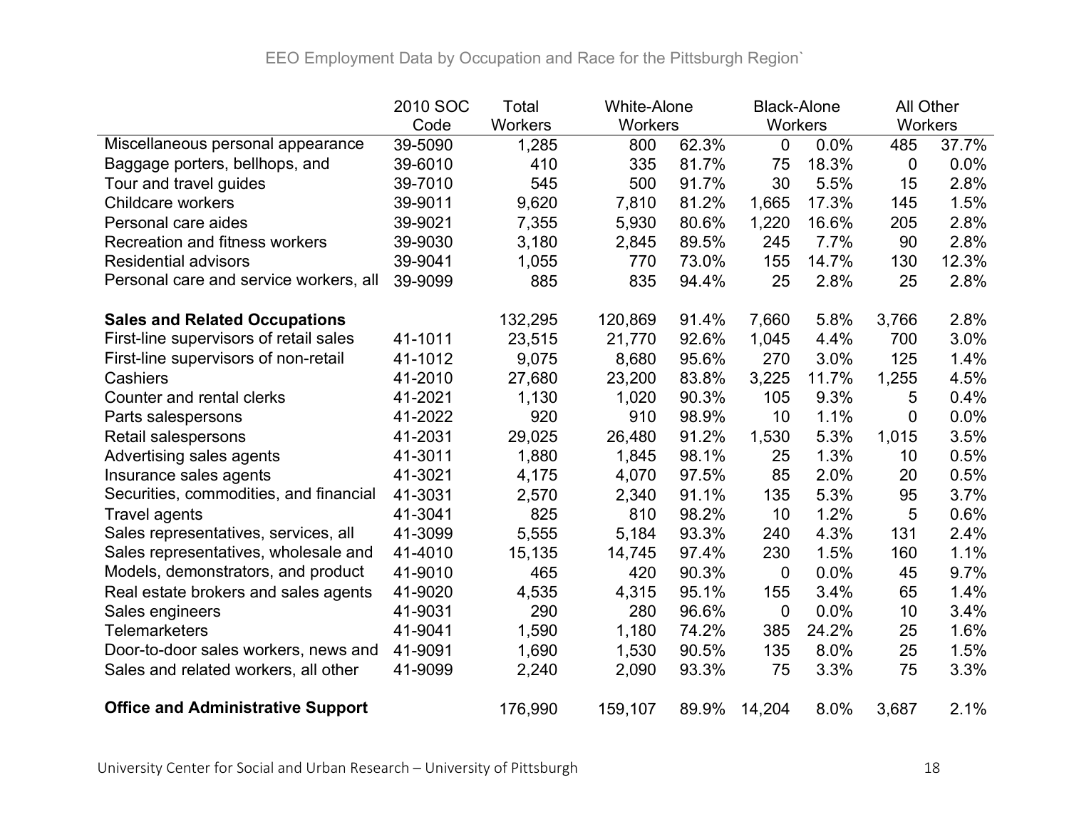EEO Employment Data by Occupation and Race for the Pittsburgh Region`

| | 2010 SOC Code | Total Workers | White-Alone Workers | | Black-Alone Workers | | All Other Workers | |
|---|---|---|---|---|---|---|---|---|
| Miscellaneous personal appearance | 39-5090 | 1,285 | 800 | 62.3% | 0 | 0.0% | 485 | 37.7% |
| Baggage porters, bellhops, and | 39-6010 | 410 | 335 | 81.7% | 75 | 18.3% | 0 | 0.0% |
| Tour and travel guides | 39-7010 | 545 | 500 | 91.7% | 30 | 5.5% | 15 | 2.8% |
| Childcare workers | 39-9011 | 9,620 | 7,810 | 81.2% | 1,665 | 17.3% | 145 | 1.5% |
| Personal care aides | 39-9021 | 7,355 | 5,930 | 80.6% | 1,220 | 16.6% | 205 | 2.8% |
| Recreation and fitness workers | 39-9030 | 3,180 | 2,845 | 89.5% | 245 | 7.7% | 90 | 2.8% |
| Residential advisors | 39-9041 | 1,055 | 770 | 73.0% | 155 | 14.7% | 130 | 12.3% |
| Personal care and service workers, all | 39-9099 | 885 | 835 | 94.4% | 25 | 2.8% | 25 | 2.8% |
| | | | | | | | | |
| **Sales and Related Occupations** | | 132,295 | 120,869 | 91.4% | 7,660 | 5.8% | 3,766 | 2.8% |
| First-line supervisors of retail sales | 41-1011 | 23,515 | 21,770 | 92.6% | 1,045 | 4.4% | 700 | 3.0% |
| First-line supervisors of non-retail | 41-1012 | 9,075 | 8,680 | 95.6% | 270 | 3.0% | 125 | 1.4% |
| Cashiers | 41-2010 | 27,680 | 23,200 | 83.8% | 3,225 | 11.7% | 1,255 | 4.5% |
| Counter and rental clerks | 41-2021 | 1,130 | 1,020 | 90.3% | 105 | 9.3% | 5 | 0.4% |
| Parts salespersons | 41-2022 | 920 | 910 | 98.9% | 10 | 1.1% | 0 | 0.0% |
| Retail salespersons | 41-2031 | 29,025 | 26,480 | 91.2% | 1,530 | 5.3% | 1,015 | 3.5% |
| Advertising sales agents | 41-3011 | 1,880 | 1,845 | 98.1% | 25 | 1.3% | 10 | 0.5% |
| Insurance sales agents | 41-3021 | 4,175 | 4,070 | 97.5% | 85 | 2.0% | 20 | 0.5% |
| Securities, commodities, and financial | 41-3031 | 2,570 | 2,340 | 91.1% | 135 | 5.3% | 95 | 3.7% |
| Travel agents | 41-3041 | 825 | 810 | 98.2% | 10 | 1.2% | 5 | 0.6% |
| Sales representatives, services, all | 41-3099 | 5,555 | 5,184 | 93.3% | 240 | 4.3% | 131 | 2.4% |
| Sales representatives, wholesale and | 41-4010 | 15,135 | 14,745 | 97.4% | 230 | 1.5% | 160 | 1.1% |
| Models, demonstrators, and product | 41-9010 | 465 | 420 | 90.3% | 0 | 0.0% | 45 | 9.7% |
| Real estate brokers and sales agents | 41-9020 | 4,535 | 4,315 | 95.1% | 155 | 3.4% | 65 | 1.4% |
| Sales engineers | 41-9031 | 290 | 280 | 96.6% | 0 | 0.0% | 10 | 3.4% |
| Telemarketers | 41-9041 | 1,590 | 1,180 | 74.2% | 385 | 24.2% | 25 | 1.6% |
| Door-to-door sales workers, news and | 41-9091 | 1,690 | 1,530 | 90.5% | 135 | 8.0% | 25 | 1.5% |
| Sales and related workers, all other | 41-9099 | 2,240 | 2,090 | 93.3% | 75 | 3.3% | 75 | 3.3% |
| | | | | | | | | |
| **Office and Administrative Support** | | 176,990 | 159,107 | 89.9% | 14,204 | 8.0% | 3,687 | 2.1% |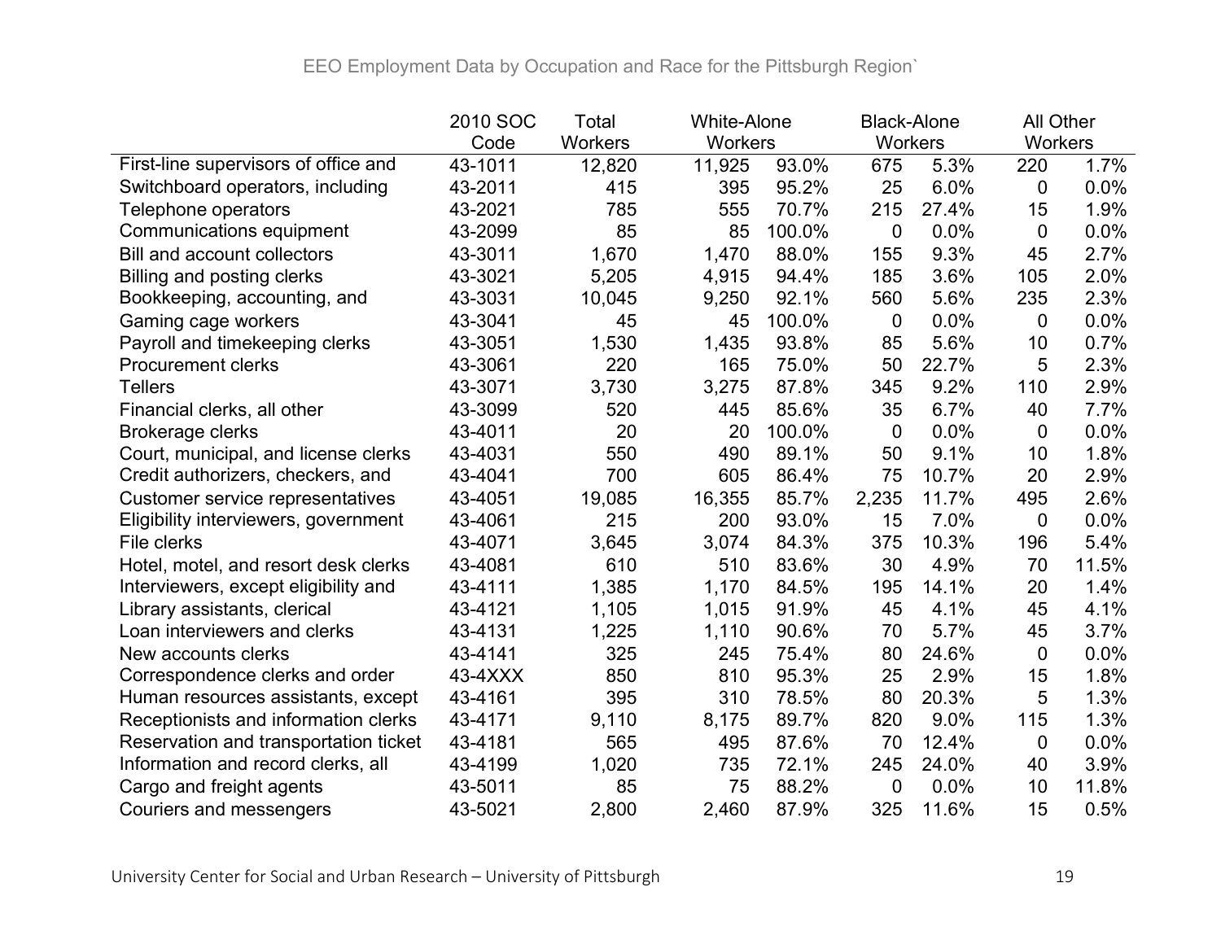EEO Employment Data by Occupation and Race for the Pittsburgh Region`

| | 2010 SOC Code | Total Workers | White-Alone Workers | | Black-Alone Workers | | All Other Workers | |
|---|---|---|---|---|---|---|---|---|
| First-line supervisors of office and | 43-1011 | 12,820 | 11,925 | 93.0% | 675 | 5.3% | 220 | 1.7% |
| Switchboard operators, including | 43-2011 | 415 | 395 | 95.2% | 25 | 6.0% | 0 | 0.0% |
| Telephone operators | 43-2021 | 785 | 555 | 70.7% | 215 | 27.4% | 15 | 1.9% |
| Communications equipment | 43-2099 | 85 | 85 | 100.0% | 0 | 0.0% | 0 | 0.0% |
| Bill and account collectors | 43-3011 | 1,670 | 1,470 | 88.0% | 155 | 9.3% | 45 | 2.7% |
| Billing and posting clerks | 43-3021 | 5,205 | 4,915 | 94.4% | 185 | 3.6% | 105 | 2.0% |
| Bookkeeping, accounting, and | 43-3031 | 10,045 | 9,250 | 92.1% | 560 | 5.6% | 235 | 2.3% |
| Gaming cage workers | 43-3041 | 45 | 45 | 100.0% | 0 | 0.0% | 0 | 0.0% |
| Payroll and timekeeping clerks | 43-3051 | 1,530 | 1,435 | 93.8% | 85 | 5.6% | 10 | 0.7% |
| Procurement clerks | 43-3061 | 220 | 165 | 75.0% | 50 | 22.7% | 5 | 2.3% |
| Tellers | 43-3071 | 3,730 | 3,275 | 87.8% | 345 | 9.2% | 110 | 2.9% |
| Financial clerks, all other | 43-3099 | 520 | 445 | 85.6% | 35 | 6.7% | 40 | 7.7% |
| Brokerage clerks | 43-4011 | 20 | 20 | 100.0% | 0 | 0.0% | 0 | 0.0% |
| Court, municipal, and license clerks | 43-4031 | 550 | 490 | 89.1% | 50 | 9.1% | 10 | 1.8% |
| Credit authorizers, checkers, and | 43-4041 | 700 | 605 | 86.4% | 75 | 10.7% | 20 | 2.9% |
| Customer service representatives | 43-4051 | 19,085 | 16,355 | 85.7% | 2,235 | 11.7% | 495 | 2.6% |
| Eligibility interviewers, government | 43-4061 | 215 | 200 | 93.0% | 15 | 7.0% | 0 | 0.0% |
| File clerks | 43-4071 | 3,645 | 3,074 | 84.3% | 375 | 10.3% | 196 | 5.4% |
| Hotel, motel, and resort desk clerks | 43-4081 | 610 | 510 | 83.6% | 30 | 4.9% | 70 | 11.5% |
| Interviewers, except eligibility and | 43-4111 | 1,385 | 1,170 | 84.5% | 195 | 14.1% | 20 | 1.4% |
| Library assistants, clerical | 43-4121 | 1,105 | 1,015 | 91.9% | 45 | 4.1% | 45 | 4.1% |
| Loan interviewers and clerks | 43-4131 | 1,225 | 1,110 | 90.6% | 70 | 5.7% | 45 | 3.7% |
| New accounts clerks | 43-4141 | 325 | 245 | 75.4% | 80 | 24.6% | 0 | 0.0% |
| Correspondence clerks and order | 43-4XXX | 850 | 810 | 95.3% | 25 | 2.9% | 15 | 1.8% |
| Human resources assistants, except | 43-4161 | 395 | 310 | 78.5% | 80 | 20.3% | 5 | 1.3% |
| Receptionists and information clerks | 43-4171 | 9,110 | 8,175 | 89.7% | 820 | 9.0% | 115 | 1.3% |
| Reservation and transportation ticket | 43-4181 | 565 | 495 | 87.6% | 70 | 12.4% | 0 | 0.0% |
| Information and record clerks, all | 43-4199 | 1,020 | 735 | 72.1% | 245 | 24.0% | 40 | 3.9% |
| Cargo and freight agents | 43-5011 | 85 | 75 | 88.2% | 0 | 0.0% | 10 | 11.8% |
| Couriers and messengers | 43-5021 | 2,800 | 2,460 | 87.9% | 325 | 11.6% | 15 | 0.5% |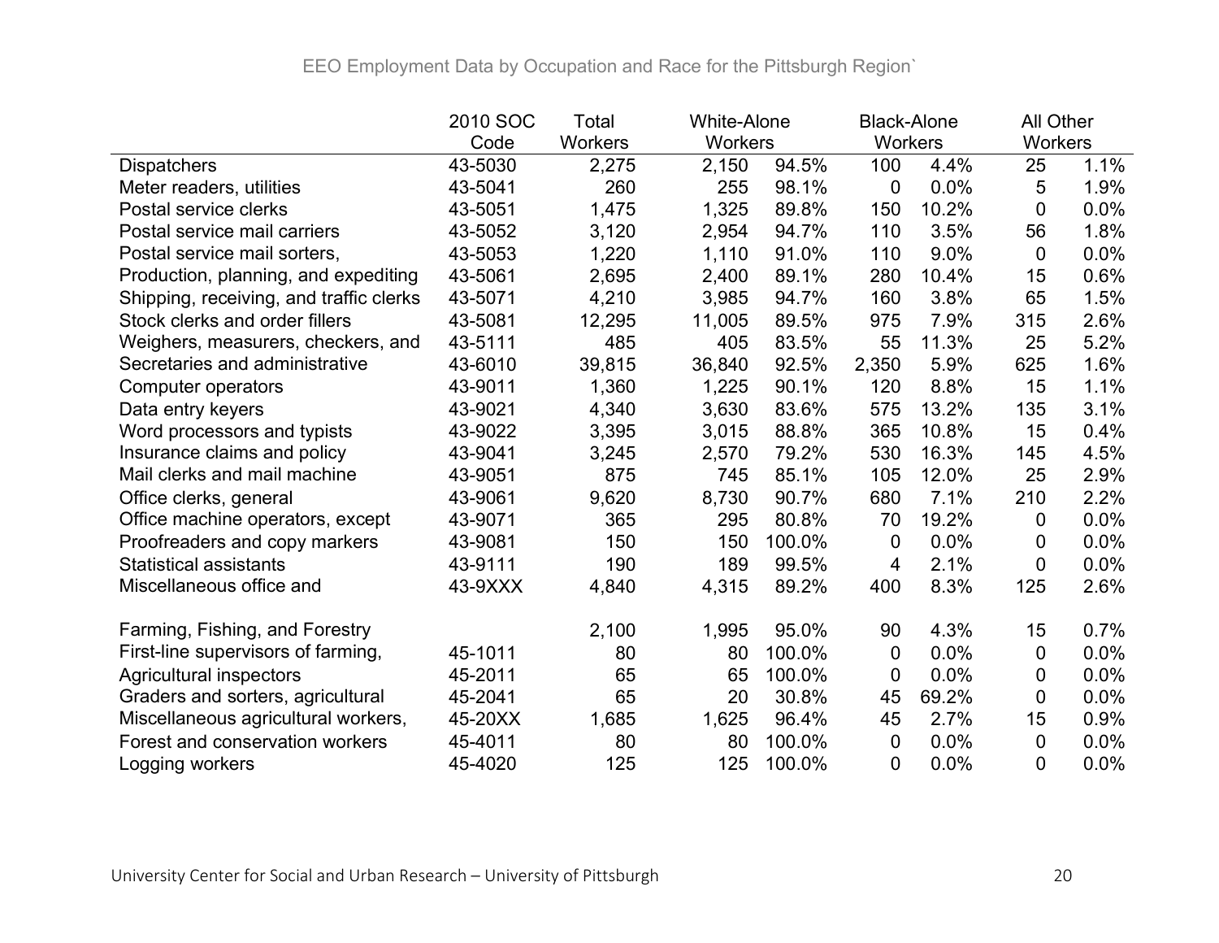EEO Employment Data by Occupation and Race for the Pittsburgh Region`

| | 2010 SOC Code | Total Workers | White-Alone Workers | | Black-Alone Workers | | All Other Workers | |
|---|---|---|---|---|---|---|---|---|
| Dispatchers | 43-5030 | 2,275 | 2,150 | 94.5% | 100 | 4.4% | 25 | 1.1% |
| Meter readers, utilities | 43-5041 | 260 | 255 | 98.1% | 0 | 0.0% | 5 | 1.9% |
| Postal service clerks | 43-5051 | 1,475 | 1,325 | 89.8% | 150 | 10.2% | 0 | 0.0% |
| Postal service mail carriers | 43-5052 | 3,120 | 2,954 | 94.7% | 110 | 3.5% | 56 | 1.8% |
| Postal service mail sorters, | 43-5053 | 1,220 | 1,110 | 91.0% | 110 | 9.0% | 0 | 0.0% |
| Production, planning, and expediting | 43-5061 | 2,695 | 2,400 | 89.1% | 280 | 10.4% | 15 | 0.6% |
| Shipping, receiving, and traffic clerks | 43-5071 | 4,210 | 3,985 | 94.7% | 160 | 3.8% | 65 | 1.5% |
| Stock clerks and order fillers | 43-5081 | 12,295 | 11,005 | 89.5% | 975 | 7.9% | 315 | 2.6% |
| Weighers, measurers, checkers, and | 43-5111 | 485 | 405 | 83.5% | 55 | 11.3% | 25 | 5.2% |
| Secretaries and administrative | 43-6010 | 39,815 | 36,840 | 92.5% | 2,350 | 5.9% | 625 | 1.6% |
| Computer operators | 43-9011 | 1,360 | 1,225 | 90.1% | 120 | 8.8% | 15 | 1.1% |
| Data entry keyers | 43-9021 | 4,340 | 3,630 | 83.6% | 575 | 13.2% | 135 | 3.1% |
| Word processors and typists | 43-9022 | 3,395 | 3,015 | 88.8% | 365 | 10.8% | 15 | 0.4% |
| Insurance claims and policy | 43-9041 | 3,245 | 2,570 | 79.2% | 530 | 16.3% | 145 | 4.5% |
| Mail clerks and mail machine | 43-9051 | 875 | 745 | 85.1% | 105 | 12.0% | 25 | 2.9% |
| Office clerks, general | 43-9061 | 9,620 | 8,730 | 90.7% | 680 | 7.1% | 210 | 2.2% |
| Office machine operators, except | 43-9071 | 365 | 295 | 80.8% | 70 | 19.2% | 0 | 0.0% |
| Proofreaders and copy markers | 43-9081 | 150 | 150 | 100.0% | 0 | 0.0% | 0 | 0.0% |
| Statistical assistants | 43-9111 | 190 | 189 | 99.5% | 4 | 2.1% | 0 | 0.0% |
| Miscellaneous office and | 43-9XXX | 4,840 | 4,315 | 89.2% | 400 | 8.3% | 125 | 2.6% |
| | | | | | | | | |
| Farming, Fishing, and Forestry | | 2,100 | 1,995 | 95.0% | 90 | 4.3% | 15 | 0.7% |
| First-line supervisors of farming, | 45-1011 | 80 | 80 | 100.0% | 0 | 0.0% | 0 | 0.0% |
| Agricultural inspectors | 45-2011 | 65 | 65 | 100.0% | 0 | 0.0% | 0 | 0.0% |
| Graders and sorters, agricultural | 45-2041 | 65 | 20 | 30.8% | 45 | 69.2% | 0 | 0.0% |
| Miscellaneous agricultural workers, | 45-20XX | 1,685 | 1,625 | 96.4% | 45 | 2.7% | 15 | 0.9% |
| Forest and conservation workers | 45-4011 | 80 | 80 | 100.0% | 0 | 0.0% | 0 | 0.0% |
| Logging workers | 45-4020 | 125 | 125 | 100.0% | 0 | 0.0% | 0 | 0.0% |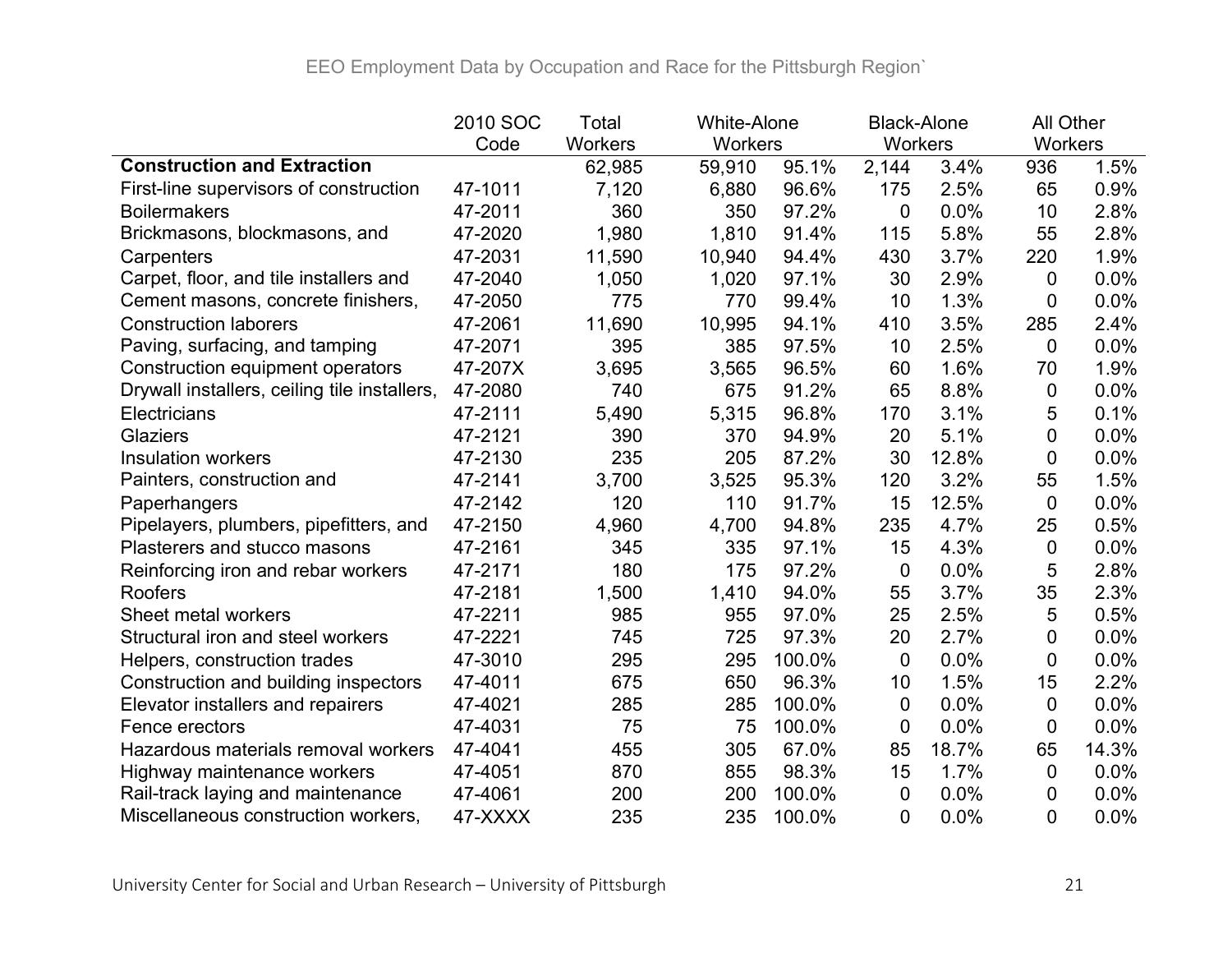EEO Employment Data by Occupation and Race for the Pittsburgh Region`

| | 2010 SOC Code | Total Workers | White-Alone Workers | | Black-Alone Workers | | All Other Workers | |
|---|---|---|---|---|---|---|---|---|
| **Construction and Extraction** | | 62,985 | 59,910 | 95.1% | 2,144 | 3.4% | 936 | 1.5% |
| First-line supervisors of construction | 47-1011 | 7,120 | 6,880 | 96.6% | 175 | 2.5% | 65 | 0.9% |
| Boilermakers | 47-2011 | 360 | 350 | 97.2% | 0 | 0.0% | 10 | 2.8% |
| Brickmasons, blockmasons, and | 47-2020 | 1,980 | 1,810 | 91.4% | 115 | 5.8% | 55 | 2.8% |
| Carpenters | 47-2031 | 11,590 | 10,940 | 94.4% | 430 | 3.7% | 220 | 1.9% |
| Carpet, floor, and tile installers and | 47-2040 | 1,050 | 1,020 | 97.1% | 30 | 2.9% | 0 | 0.0% |
| Cement masons, concrete finishers, | 47-2050 | 775 | 770 | 99.4% | 10 | 1.3% | 0 | 0.0% |
| Construction laborers | 47-2061 | 11,690 | 10,995 | 94.1% | 410 | 3.5% | 285 | 2.4% |
| Paving, surfacing, and tamping | 47-2071 | 395 | 385 | 97.5% | 10 | 2.5% | 0 | 0.0% |
| Construction equipment operators | 47-207X | 3,695 | 3,565 | 96.5% | 60 | 1.6% | 70 | 1.9% |
| Drywall installers, ceiling tile installers, | 47-2080 | 740 | 675 | 91.2% | 65 | 8.8% | 0 | 0.0% |
| Electricians | 47-2111 | 5,490 | 5,315 | 96.8% | 170 | 3.1% | 5 | 0.1% |
| Glaziers | 47-2121 | 390 | 370 | 94.9% | 20 | 5.1% | 0 | 0.0% |
| Insulation workers | 47-2130 | 235 | 205 | 87.2% | 30 | 12.8% | 0 | 0.0% |
| Painters, construction and | 47-2141 | 3,700 | 3,525 | 95.3% | 120 | 3.2% | 55 | 1.5% |
| Paperhangers | 47-2142 | 120 | 110 | 91.7% | 15 | 12.5% | 0 | 0.0% |
| Pipelayers, plumbers, pipefitters, and | 47-2150 | 4,960 | 4,700 | 94.8% | 235 | 4.7% | 25 | 0.5% |
| Plasterers and stucco masons | 47-2161 | 345 | 335 | 97.1% | 15 | 4.3% | 0 | 0.0% |
| Reinforcing iron and rebar workers | 47-2171 | 180 | 175 | 97.2% | 0 | 0.0% | 5 | 2.8% |
| Roofers | 47-2181 | 1,500 | 1,410 | 94.0% | 55 | 3.7% | 35 | 2.3% |
| Sheet metal workers | 47-2211 | 985 | 955 | 97.0% | 25 | 2.5% | 5 | 0.5% |
| Structural iron and steel workers | 47-2221 | 745 | 725 | 97.3% | 20 | 2.7% | 0 | 0.0% |
| Helpers, construction trades | 47-3010 | 295 | 295 | 100.0% | 0 | 0.0% | 0 | 0.0% |
| Construction and building inspectors | 47-4011 | 675 | 650 | 96.3% | 10 | 1.5% | 15 | 2.2% |
| Elevator installers and repairers | 47-4021 | 285 | 285 | 100.0% | 0 | 0.0% | 0 | 0.0% |
| Fence erectors | 47-4031 | 75 | 75 | 100.0% | 0 | 0.0% | 0 | 0.0% |
| Hazardous materials removal workers | 47-4041 | 455 | 305 | 67.0% | 85 | 18.7% | 65 | 14.3% |
| Highway maintenance workers | 47-4051 | 870 | 855 | 98.3% | 15 | 1.7% | 0 | 0.0% |
| Rail-track laying and maintenance | 47-4061 | 200 | 200 | 100.0% | 0 | 0.0% | 0 | 0.0% |
| Miscellaneous construction workers, | 47-XXXX | 235 | 235 | 100.0% | 0 | 0.0% | 0 | 0.0% |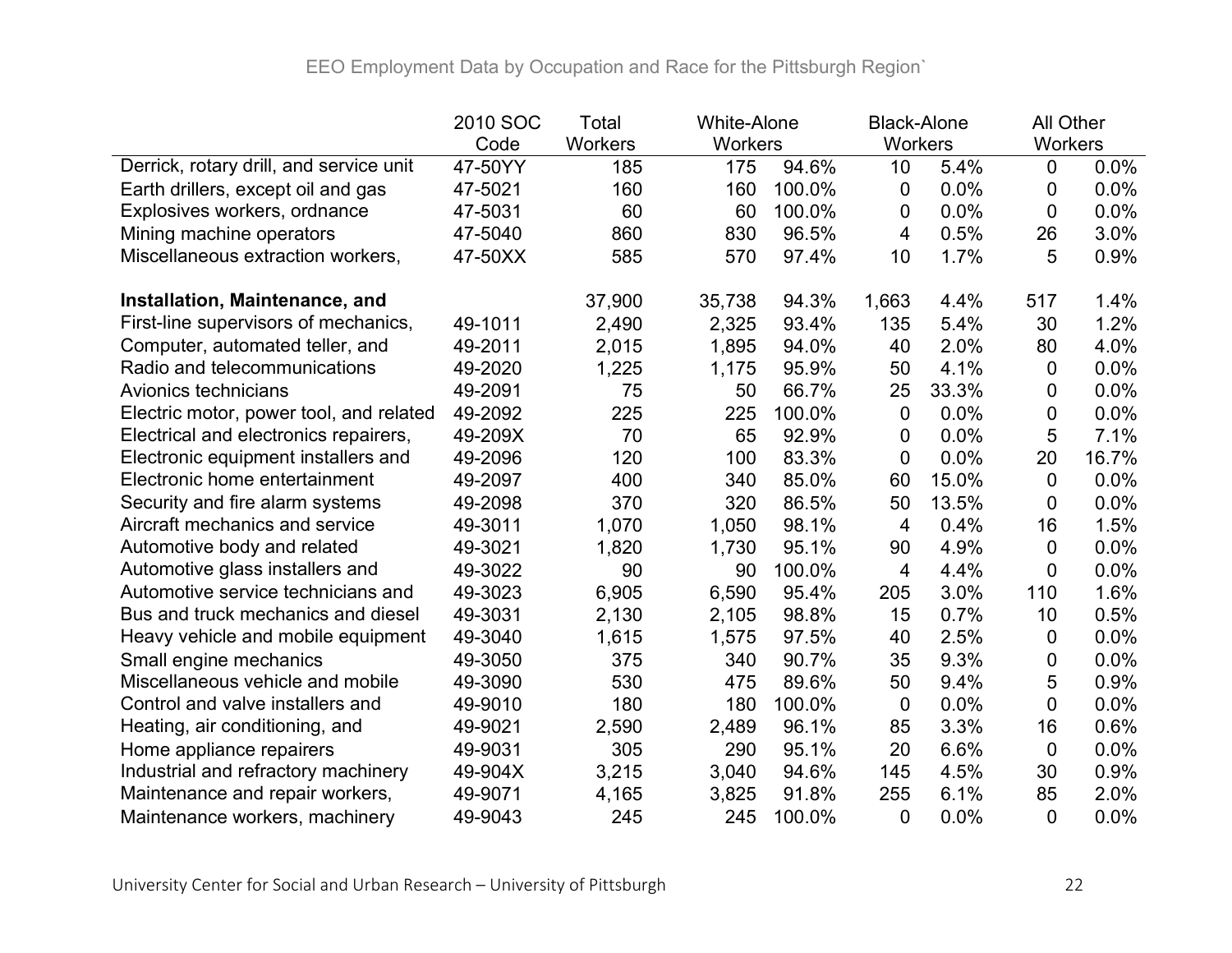EEO Employment Data by Occupation and Race for the Pittsburgh Region`

| | 2010 SOC Code | Total Workers | White-Alone Workers | | Black-Alone Workers | | All Other Workers | |
|---|---|---|---|---|---|---|---|---|
| Derrick, rotary drill, and service unit | 47-50YY | 185 | 175 | 94.6% | 10 | 5.4% | 0 | 0.0% |
| Earth drillers, except oil and gas | 47-5021 | 160 | 160 | 100.0% | 0 | 0.0% | 0 | 0.0% |
| Explosives workers, ordnance | 47-5031 | 60 | 60 | 100.0% | 0 | 0.0% | 0 | 0.0% |
| Mining machine operators | 47-5040 | 860 | 830 | 96.5% | 4 | 0.5% | 26 | 3.0% |
| Miscellaneous extraction workers, | 47-50XX | 585 | 570 | 97.4% | 10 | 1.7% | 5 | 0.9% |
| | | | | | | | | |
| **Installation, Maintenance, and** | | 37,900 | 35,738 | 94.3% | 1,663 | 4.4% | 517 | 1.4% |
| First-line supervisors of mechanics, | 49-1011 | 2,490 | 2,325 | 93.4% | 135 | 5.4% | 30 | 1.2% |
| Computer, automated teller, and | 49-2011 | 2,015 | 1,895 | 94.0% | 40 | 2.0% | 80 | 4.0% |
| Radio and telecommunications | 49-2020 | 1,225 | 1,175 | 95.9% | 50 | 4.1% | 0 | 0.0% |
| Avionics technicians | 49-2091 | 75 | 50 | 66.7% | 25 | 33.3% | 0 | 0.0% |
| Electric motor, power tool, and related | 49-2092 | 225 | 225 | 100.0% | 0 | 0.0% | 0 | 0.0% |
| Electrical and electronics repairers, | 49-209X | 70 | 65 | 92.9% | 0 | 0.0% | 5 | 7.1% |
| Electronic equipment installers and | 49-2096 | 120 | 100 | 83.3% | 0 | 0.0% | 20 | 16.7% |
| Electronic home entertainment | 49-2097 | 400 | 340 | 85.0% | 60 | 15.0% | 0 | 0.0% |
| Security and fire alarm systems | 49-2098 | 370 | 320 | 86.5% | 50 | 13.5% | 0 | 0.0% |
| Aircraft mechanics and service | 49-3011 | 1,070 | 1,050 | 98.1% | 4 | 0.4% | 16 | 1.5% |
| Automotive body and related | 49-3021 | 1,820 | 1,730 | 95.1% | 90 | 4.9% | 0 | 0.0% |
| Automotive glass installers and | 49-3022 | 90 | 90 | 100.0% | 4 | 4.4% | 0 | 0.0% |
| Automotive service technicians and | 49-3023 | 6,905 | 6,590 | 95.4% | 205 | 3.0% | 110 | 1.6% |
| Bus and truck mechanics and diesel | 49-3031 | 2,130 | 2,105 | 98.8% | 15 | 0.7% | 10 | 0.5% |
| Heavy vehicle and mobile equipment | 49-3040 | 1,615 | 1,575 | 97.5% | 40 | 2.5% | 0 | 0.0% |
| Small engine mechanics | 49-3050 | 375 | 340 | 90.7% | 35 | 9.3% | 0 | 0.0% |
| Miscellaneous vehicle and mobile | 49-3090 | 530 | 475 | 89.6% | 50 | 9.4% | 5 | 0.9% |
| Control and valve installers and | 49-9010 | 180 | 180 | 100.0% | 0 | 0.0% | 0 | 0.0% |
| Heating, air conditioning, and | 49-9021 | 2,590 | 2,489 | 96.1% | 85 | 3.3% | 16 | 0.6% |
| Home appliance repairers | 49-9031 | 305 | 290 | 95.1% | 20 | 6.6% | 0 | 0.0% |
| Industrial and refractory machinery | 49-904X | 3,215 | 3,040 | 94.6% | 145 | 4.5% | 30 | 0.9% |
| Maintenance and repair workers, | 49-9071 | 4,165 | 3,825 | 91.8% | 255 | 6.1% | 85 | 2.0% |
| Maintenance workers, machinery | 49-9043 | 245 | 245 | 100.0% | 0 | 0.0% | 0 | 0.0% |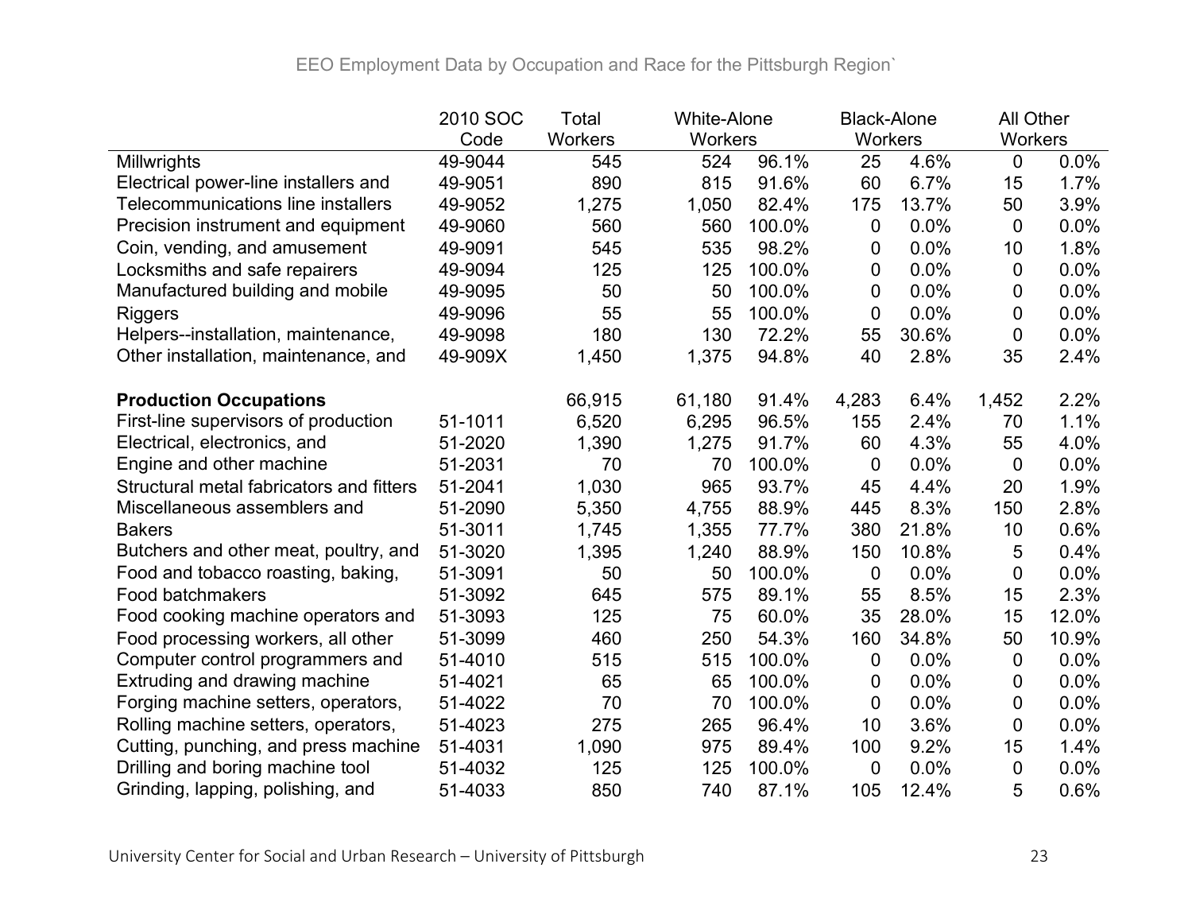EEO Employment Data by Occupation and Race for the Pittsburgh Region`

| | 2010 SOC Code | Total Workers | White-Alone Workers | | Black-Alone Workers | | All Other Workers | |
|---|---|---|---|---|---|---|---|---|
| Millwrights | 49-9044 | 545 | 524 | 96.1% | 25 | 4.6% | 0 | 0.0% |
| Electrical power-line installers and | 49-9051 | 890 | 815 | 91.6% | 60 | 6.7% | 15 | 1.7% |
| Telecommunications line installers | 49-9052 | 1,275 | 1,050 | 82.4% | 175 | 13.7% | 50 | 3.9% |
| Precision instrument and equipment | 49-9060 | 560 | 560 | 100.0% | 0 | 0.0% | 0 | 0.0% |
| Coin, vending, and amusement | 49-9091 | 545 | 535 | 98.2% | 0 | 0.0% | 10 | 1.8% |
| Locksmiths and safe repairers | 49-9094 | 125 | 125 | 100.0% | 0 | 0.0% | 0 | 0.0% |
| Manufactured building and mobile | 49-9095 | 50 | 50 | 100.0% | 0 | 0.0% | 0 | 0.0% |
| Riggers | 49-9096 | 55 | 55 | 100.0% | 0 | 0.0% | 0 | 0.0% |
| Helpers--installation, maintenance, | 49-9098 | 180 | 130 | 72.2% | 55 | 30.6% | 0 | 0.0% |
| Other installation, maintenance, and | 49-909X | 1,450 | 1,375 | 94.8% | 40 | 2.8% | 35 | 2.4% |
| | | | | | | | | |
| **Production Occupations** | | 66,915 | 61,180 | 91.4% | 4,283 | 6.4% | 1,452 | 2.2% |
| First-line supervisors of production | 51-1011 | 6,520 | 6,295 | 96.5% | 155 | 2.4% | 70 | 1.1% |
| Electrical, electronics, and | 51-2020 | 1,390 | 1,275 | 91.7% | 60 | 4.3% | 55 | 4.0% |
| Engine and other machine | 51-2031 | 70 | 70 | 100.0% | 0 | 0.0% | 0 | 0.0% |
| Structural metal fabricators and fitters | 51-2041 | 1,030 | 965 | 93.7% | 45 | 4.4% | 20 | 1.9% |
| Miscellaneous assemblers and | 51-2090 | 5,350 | 4,755 | 88.9% | 445 | 8.3% | 150 | 2.8% |
| Bakers | 51-3011 | 1,745 | 1,355 | 77.7% | 380 | 21.8% | 10 | 0.6% |
| Butchers and other meat, poultry, and | 51-3020 | 1,395 | 1,240 | 88.9% | 150 | 10.8% | 5 | 0.4% |
| Food and tobacco roasting, baking, | 51-3091 | 50 | 50 | 100.0% | 0 | 0.0% | 0 | 0.0% |
| Food batchmakers | 51-3092 | 645 | 575 | 89.1% | 55 | 8.5% | 15 | 2.3% |
| Food cooking machine operators and | 51-3093 | 125 | 75 | 60.0% | 35 | 28.0% | 15 | 12.0% |
| Food processing workers, all other | 51-3099 | 460 | 250 | 54.3% | 160 | 34.8% | 50 | 10.9% |
| Computer control programmers and | 51-4010 | 515 | 515 | 100.0% | 0 | 0.0% | 0 | 0.0% |
| Extruding and drawing machine | 51-4021 | 65 | 65 | 100.0% | 0 | 0.0% | 0 | 0.0% |
| Forging machine setters, operators, | 51-4022 | 70 | 70 | 100.0% | 0 | 0.0% | 0 | 0.0% |
| Rolling machine setters, operators, | 51-4023 | 275 | 265 | 96.4% | 10 | 3.6% | 0 | 0.0% |
| Cutting, punching, and press machine | 51-4031 | 1,090 | 975 | 89.4% | 100 | 9.2% | 15 | 1.4% |
| Drilling and boring machine tool | 51-4032 | 125 | 125 | 100.0% | 0 | 0.0% | 0 | 0.0% |
| Grinding, lapping, polishing, and | 51-4033 | 850 | 740 | 87.1% | 105 | 12.4% | 5 | 0.6% |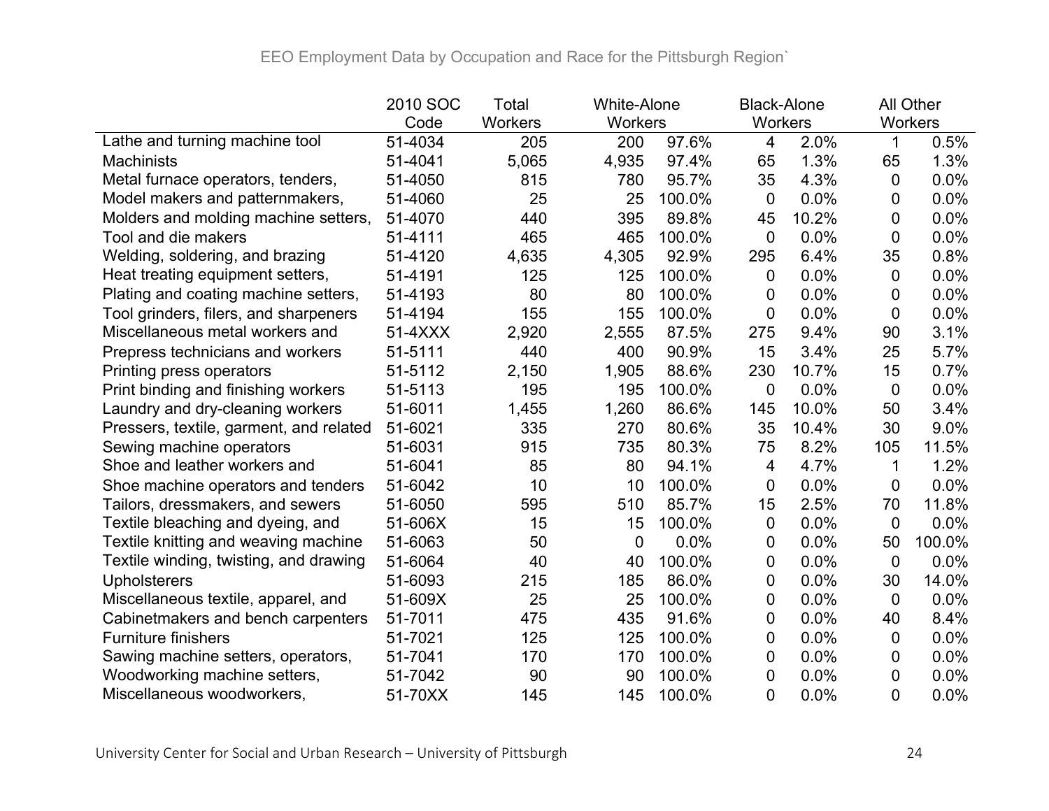EEO Employment Data by Occupation and Race for the Pittsburgh Region`

| | 2010 SOC Code | Total Workers | White-Alone Workers | | Black-Alone Workers | | All Other Workers | |
|---|---|---|---|---|---|---|---|---|
| Lathe and turning machine tool | 51-4034 | 205 | 200 | 97.6% | 4 | 2.0% | 1 | 0.5% |
| Machinists | 51-4041 | 5,065 | 4,935 | 97.4% | 65 | 1.3% | 65 | 1.3% |
| Metal furnace operators, tenders, | 51-4050 | 815 | 780 | 95.7% | 35 | 4.3% | 0 | 0.0% |
| Model makers and patternmakers, | 51-4060 | 25 | 25 | 100.0% | 0 | 0.0% | 0 | 0.0% |
| Molders and molding machine setters, | 51-4070 | 440 | 395 | 89.8% | 45 | 10.2% | 0 | 0.0% |
| Tool and die makers | 51-4111 | 465 | 465 | 100.0% | 0 | 0.0% | 0 | 0.0% |
| Welding, soldering, and brazing | 51-4120 | 4,635 | 4,305 | 92.9% | 295 | 6.4% | 35 | 0.8% |
| Heat treating equipment setters, | 51-4191 | 125 | 125 | 100.0% | 0 | 0.0% | 0 | 0.0% |
| Plating and coating machine setters, | 51-4193 | 80 | 80 | 100.0% | 0 | 0.0% | 0 | 0.0% |
| Tool grinders, filers, and sharpeners | 51-4194 | 155 | 155 | 100.0% | 0 | 0.0% | 0 | 0.0% |
| Miscellaneous metal workers and | 51-4XXX | 2,920 | 2,555 | 87.5% | 275 | 9.4% | 90 | 3.1% |
| Prepress technicians and workers | 51-5111 | 440 | 400 | 90.9% | 15 | 3.4% | 25 | 5.7% |
| Printing press operators | 51-5112 | 2,150 | 1,905 | 88.6% | 230 | 10.7% | 15 | 0.7% |
| Print binding and finishing workers | 51-5113 | 195 | 195 | 100.0% | 0 | 0.0% | 0 | 0.0% |
| Laundry and dry-cleaning workers | 51-6011 | 1,455 | 1,260 | 86.6% | 145 | 10.0% | 50 | 3.4% |
| Pressers, textile, garment, and related | 51-6021 | 335 | 270 | 80.6% | 35 | 10.4% | 30 | 9.0% |
| Sewing machine operators | 51-6031 | 915 | 735 | 80.3% | 75 | 8.2% | 105 | 11.5% |
| Shoe and leather workers and | 51-6041 | 85 | 80 | 94.1% | 4 | 4.7% | 1 | 1.2% |
| Shoe machine operators and tenders | 51-6042 | 10 | 10 | 100.0% | 0 | 0.0% | 0 | 0.0% |
| Tailors, dressmakers, and sewers | 51-6050 | 595 | 510 | 85.7% | 15 | 2.5% | 70 | 11.8% |
| Textile bleaching and dyeing, and | 51-606X | 15 | 15 | 100.0% | 0 | 0.0% | 0 | 0.0% |
| Textile knitting and weaving machine | 51-6063 | 50 | 0 | 0.0% | 0 | 0.0% | 50 | 100.0% |
| Textile winding, twisting, and drawing | 51-6064 | 40 | 40 | 100.0% | 0 | 0.0% | 0 | 0.0% |
| Upholsterers | 51-6093 | 215 | 185 | 86.0% | 0 | 0.0% | 30 | 14.0% |
| Miscellaneous textile, apparel, and | 51-609X | 25 | 25 | 100.0% | 0 | 0.0% | 0 | 0.0% |
| Cabinetmakers and bench carpenters | 51-7011 | 475 | 435 | 91.6% | 0 | 0.0% | 40 | 8.4% |
| Furniture finishers | 51-7021 | 125 | 125 | 100.0% | 0 | 0.0% | 0 | 0.0% |
| Sawing machine setters, operators, | 51-7041 | 170 | 170 | 100.0% | 0 | 0.0% | 0 | 0.0% |
| Woodworking machine setters, | 51-7042 | 90 | 90 | 100.0% | 0 | 0.0% | 0 | 0.0% |
| Miscellaneous woodworkers, | 51-70XX | 145 | 145 | 100.0% | 0 | 0.0% | 0 | 0.0% |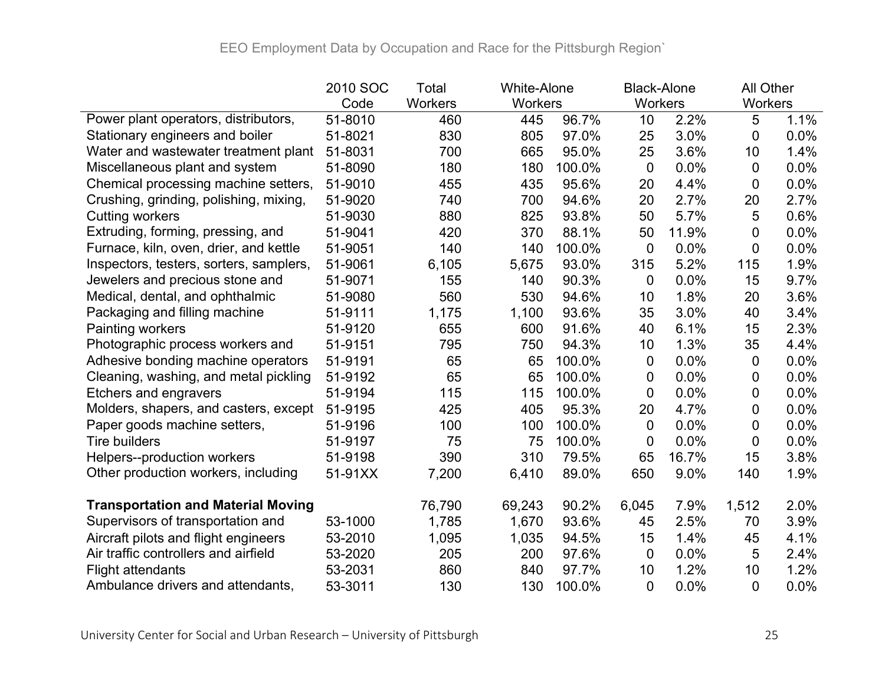EEO Employment Data by Occupation and Race for the Pittsburgh Region`

| | 2010 SOC Code | Total Workers | White-Alone Workers | | Black-Alone Workers | | All Other Workers | |
|---|---|---|---|---|---|---|---|---|
| Power plant operators, distributors, | 51-8010 | 460 | 445 | 96.7% | 10 | 2.2% | 5 | 1.1% |
| Stationary engineers and boiler | 51-8021 | 830 | 805 | 97.0% | 25 | 3.0% | 0 | 0.0% |
| Water and wastewater treatment plant | 51-8031 | 700 | 665 | 95.0% | 25 | 3.6% | 10 | 1.4% |
| Miscellaneous plant and system | 51-8090 | 180 | 180 | 100.0% | 0 | 0.0% | 0 | 0.0% |
| Chemical processing machine setters, | 51-9010 | 455 | 435 | 95.6% | 20 | 4.4% | 0 | 0.0% |
| Crushing, grinding, polishing, mixing, | 51-9020 | 740 | 700 | 94.6% | 20 | 2.7% | 20 | 2.7% |
| Cutting workers | 51-9030 | 880 | 825 | 93.8% | 50 | 5.7% | 5 | 0.6% |
| Extruding, forming, pressing, and | 51-9041 | 420 | 370 | 88.1% | 50 | 11.9% | 0 | 0.0% |
| Furnace, kiln, oven, drier, and kettle | 51-9051 | 140 | 140 | 100.0% | 0 | 0.0% | 0 | 0.0% |
| Inspectors, testers, sorters, samplers, | 51-9061 | 6,105 | 5,675 | 93.0% | 315 | 5.2% | 115 | 1.9% |
| Jewelers and precious stone and | 51-9071 | 155 | 140 | 90.3% | 0 | 0.0% | 15 | 9.7% |
| Medical, dental, and ophthalmic | 51-9080 | 560 | 530 | 94.6% | 10 | 1.8% | 20 | 3.6% |
| Packaging and filling machine | 51-9111 | 1,175 | 1,100 | 93.6% | 35 | 3.0% | 40 | 3.4% |
| Painting workers | 51-9120 | 655 | 600 | 91.6% | 40 | 6.1% | 15 | 2.3% |
| Photographic process workers and | 51-9151 | 795 | 750 | 94.3% | 10 | 1.3% | 35 | 4.4% |
| Adhesive bonding machine operators | 51-9191 | 65 | 65 | 100.0% | 0 | 0.0% | 0 | 0.0% |
| Cleaning, washing, and metal pickling | 51-9192 | 65 | 65 | 100.0% | 0 | 0.0% | 0 | 0.0% |
| Etchers and engravers | 51-9194 | 115 | 115 | 100.0% | 0 | 0.0% | 0 | 0.0% |
| Molders, shapers, and casters, except | 51-9195 | 425 | 405 | 95.3% | 20 | 4.7% | 0 | 0.0% |
| Paper goods machine setters, | 51-9196 | 100 | 100 | 100.0% | 0 | 0.0% | 0 | 0.0% |
| Tire builders | 51-9197 | 75 | 75 | 100.0% | 0 | 0.0% | 0 | 0.0% |
| Helpers--production workers | 51-9198 | 390 | 310 | 79.5% | 65 | 16.7% | 15 | 3.8% |
| Other production workers, including | 51-91XX | 7,200 | 6,410 | 89.0% | 650 | 9.0% | 140 | 1.9% |
| | | | | | | | | |
| **Transportation and Material Moving** | | 76,790 | 69,243 | 90.2% | 6,045 | 7.9% | 1,512 | 2.0% |
| Supervisors of transportation and | 53-1000 | 1,785 | 1,670 | 93.6% | 45 | 2.5% | 70 | 3.9% |
| Aircraft pilots and flight engineers | 53-2010 | 1,095 | 1,035 | 94.5% | 15 | 1.4% | 45 | 4.1% |
| Air traffic controllers and airfield | 53-2020 | 205 | 200 | 97.6% | 0 | 0.0% | 5 | 2.4% |
| Flight attendants | 53-2031 | 860 | 840 | 97.7% | 10 | 1.2% | 10 | 1.2% |
| Ambulance drivers and attendants, | 53-3011 | 130 | 130 | 100.0% | 0 | 0.0% | 0 | 0.0% |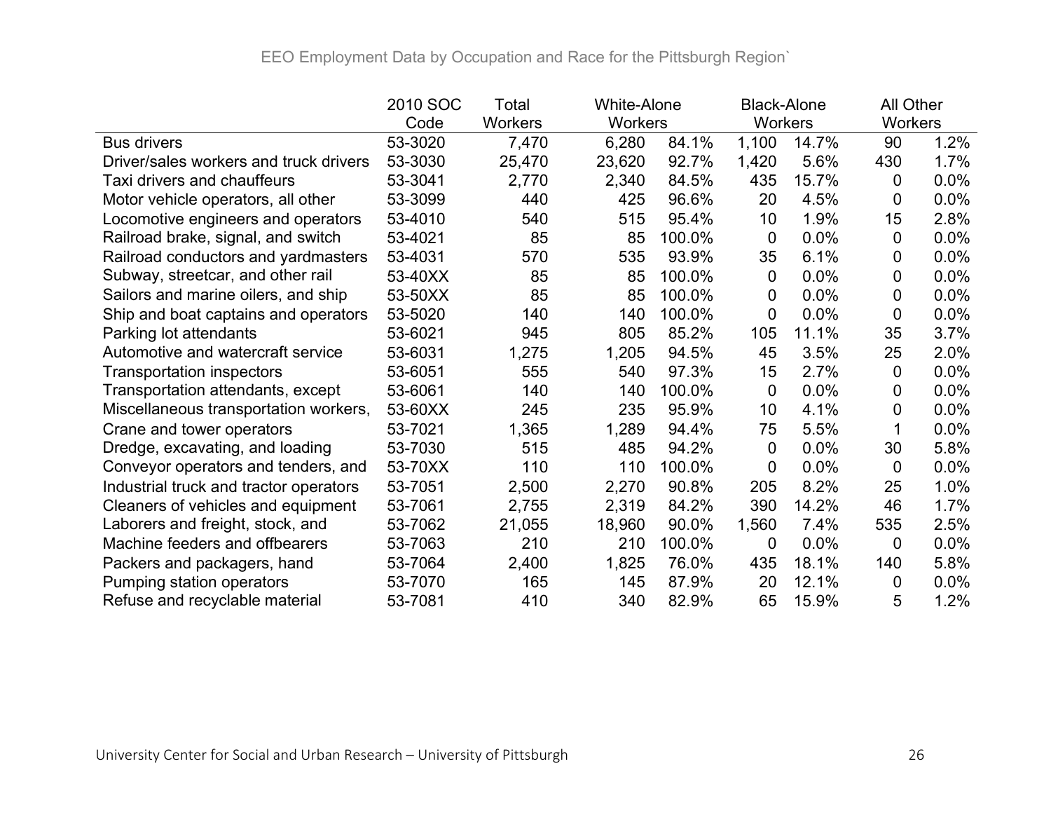EEO Employment Data by Occupation and Race for the Pittsburgh Region`

| | 2010 SOC Code | Total Workers | White-Alone Workers | | Black-Alone Workers | | All Other Workers | |
|---|---|---|---|---|---|---|---|---|
| Bus drivers | 53-3020 | 7,470 | 6,280 | 84.1% | 1,100 | 14.7% | 90 | 1.2% |
| Driver/sales workers and truck drivers | 53-3030 | 25,470 | 23,620 | 92.7% | 1,420 | 5.6% | 430 | 1.7% |
| Taxi drivers and chauffeurs | 53-3041 | 2,770 | 2,340 | 84.5% | 435 | 15.7% | 0 | 0.0% |
| Motor vehicle operators, all other | 53-3099 | 440 | 425 | 96.6% | 20 | 4.5% | 0 | 0.0% |
| Locomotive engineers and operators | 53-4010 | 540 | 515 | 95.4% | 10 | 1.9% | 15 | 2.8% |
| Railroad brake, signal, and switch | 53-4021 | 85 | 85 | 100.0% | 0 | 0.0% | 0 | 0.0% |
| Railroad conductors and yardmasters | 53-4031 | 570 | 535 | 93.9% | 35 | 6.1% | 0 | 0.0% |
| Subway, streetcar, and other rail | 53-40XX | 85 | 85 | 100.0% | 0 | 0.0% | 0 | 0.0% |
| Sailors and marine oilers, and ship | 53-50XX | 85 | 85 | 100.0% | 0 | 0.0% | 0 | 0.0% |
| Ship and boat captains and operators | 53-5020 | 140 | 140 | 100.0% | 0 | 0.0% | 0 | 0.0% |
| Parking lot attendants | 53-6021 | 945 | 805 | 85.2% | 105 | 11.1% | 35 | 3.7% |
| Automotive and watercraft service | 53-6031 | 1,275 | 1,205 | 94.5% | 45 | 3.5% | 25 | 2.0% |
| Transportation inspectors | 53-6051 | 555 | 540 | 97.3% | 15 | 2.7% | 0 | 0.0% |
| Transportation attendants, except | 53-6061 | 140 | 140 | 100.0% | 0 | 0.0% | 0 | 0.0% |
| Miscellaneous transportation workers, | 53-60XX | 245 | 235 | 95.9% | 10 | 4.1% | 0 | 0.0% |
| Crane and tower operators | 53-7021 | 1,365 | 1,289 | 94.4% | 75 | 5.5% | 1 | 0.0% |
| Dredge, excavating, and loading | 53-7030 | 515 | 485 | 94.2% | 0 | 0.0% | 30 | 5.8% |
| Conveyor operators and tenders, and | 53-70XX | 110 | 110 | 100.0% | 0 | 0.0% | 0 | 0.0% |
| Industrial truck and tractor operators | 53-7051 | 2,500 | 2,270 | 90.8% | 205 | 8.2% | 25 | 1.0% |
| Cleaners of vehicles and equipment | 53-7061 | 2,755 | 2,319 | 84.2% | 390 | 14.2% | 46 | 1.7% |
| Laborers and freight, stock, and | 53-7062 | 21,055 | 18,960 | 90.0% | 1,560 | 7.4% | 535 | 2.5% |
| Machine feeders and offbearers | 53-7063 | 210 | 210 | 100.0% | 0 | 0.0% | 0 | 0.0% |
| Packers and packagers, hand | 53-7064 | 2,400 | 1,825 | 76.0% | 435 | 18.1% | 140 | 5.8% |
| Pumping station operators | 53-7070 | 165 | 145 | 87.9% | 20 | 12.1% | 0 | 0.0% |
| Refuse and recyclable material | 53-7081 | 410 | 340 | 82.9% | 65 | 15.9% | 5 | 1.2% |